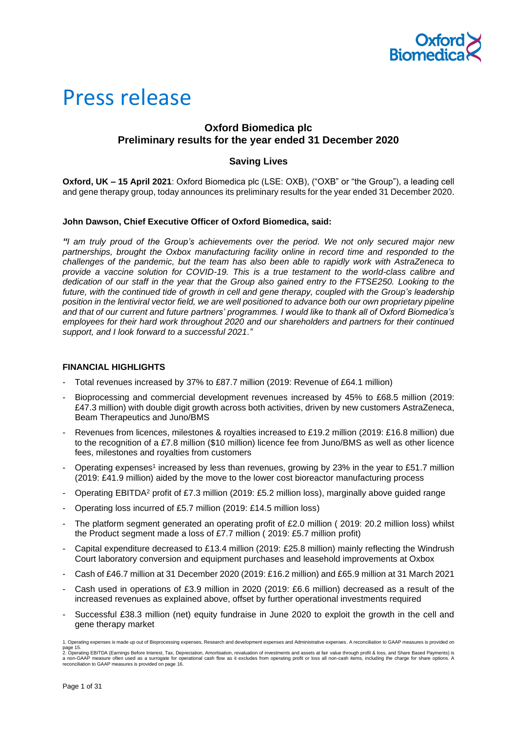# Press release

## Oxford Biomedica plc
## Preliminary results for the year ended 31 December 2020

### Saving Lives

**Oxford, UK – 15 April 2021**: Oxford Biomedica plc (LSE: OXB), ("OXB" or "the Group"), a leading cell and gene therapy group, today announces its preliminary results for the year ended 31 December 2020.

**John Dawson, Chief Executive Officer of Oxford Biomedica, said:**

*"I am truly proud of the Group's achievements over the period. We not only secured major new partnerships, brought the Oxbox manufacturing facility online in record time and responded to the challenges of the pandemic, but the team has also been able to rapidly work with AstraZeneca to provide a vaccine solution for COVID-19. This is a true testament to the world-class calibre and dedication of our staff in the year that the Group also gained entry to the FTSE250. Looking to the future, with the continued tide of growth in cell and gene therapy, coupled with the Group's leadership position in the lentiviral vector field, we are well positioned to advance both our own proprietary pipeline and that of our current and future partners' programmes. I would like to thank all of Oxford Biomedica's employees for their hard work throughout 2020 and our shareholders and partners for their continued support, and I look forward to a successful 2021."*

**FINANCIAL HIGHLIGHTS**

- Total revenues increased by 37% to £87.7 million (2019: Revenue of £64.1 million)
- Bioprocessing and commercial development revenues increased by 45% to £68.5 million (2019: £47.3 million) with double digit growth across both activities, driven by new customers AstraZeneca, Beam Therapeutics and Juno/BMS
- Revenues from licences, milestones & royalties increased to £19.2 million (2019: £16.8 million) due to the recognition of a £7.8 million ($10 million) licence fee from Juno/BMS as well as other licence fees, milestones and royalties from customers
- Operating expenses[1] increased by less than revenues, growing by 23% in the year to £51.7 million (2019: £41.9 million) aided by the move to the lower cost bioreactor manufacturing process
- Operating EBITDA[2] profit of £7.3 million (2019: £5.2 million loss), marginally above guided range
- Operating loss incurred of £5.7 million (2019: £14.5 million loss)
- The platform segment generated an operating profit of £2.0 million ( 2019: 20.2 million loss) whilst the Product segment made a loss of £7.7 million ( 2019: £5.7 million profit)
- Capital expenditure decreased to £13.4 million (2019: £25.8 million) mainly reflecting the Windrush Court laboratory conversion and equipment purchases and leasehold improvements at Oxbox
- Cash of £46.7 million at 31 December 2020 (2019: £16.2 million) and 65.9 million at 31 March 2021
- Cash used in operations of £3.9 million in 2020 (2019: £6.6 million) decreased as a result of the increased revenues as explained above, offset by further operational investments required
- Successful £38.3 million (net) equity fundraise in June 2020 to exploit the growth in the cell and gene therapy market

1. Operating expenses is made up out of Bioprocessing expenses, Research and development expenses and Administrative expenses. A reconciliation to GAAP measures is provided on page 15.
2. Operating EBITDA (Earnings Before Interest, Tax, Depreciation, Amortisation, revaluation of investments and assets at fair value through profit & loss, and Share Based Payments) is a non-GAAP measure often used as a surrogate for operational cash flow as it excludes from operating profit or loss all non-cash items, including the charge for share options. A reconciliation to GAAP measures is provided on page 16.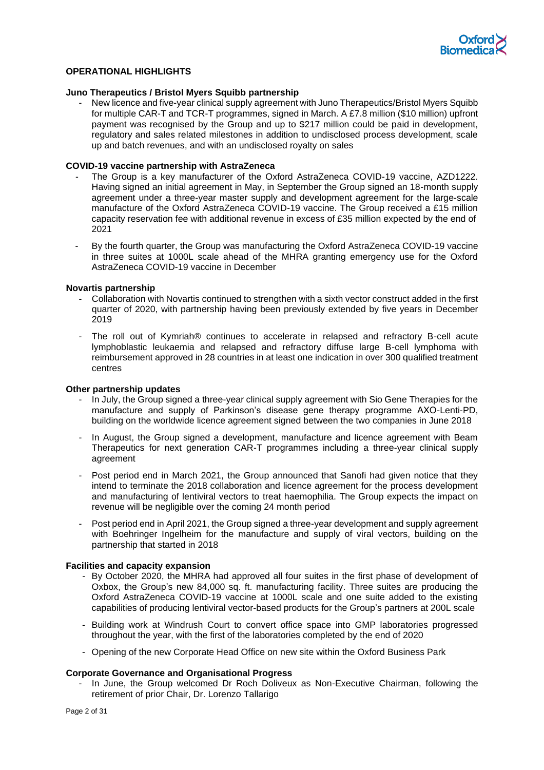## OPERATIONAL HIGHLIGHTS

### Juno Therapeutics / Bristol Myers Squibb partnership

- New licence and five-year clinical supply agreement with Juno Therapeutics/Bristol Myers Squibb for multiple CAR-T and TCR-T programmes, signed in March. A £7.8 million ($10 million) upfront payment was recognised by the Group and up to $217 million could be paid in development, regulatory and sales related milestones in addition to undisclosed process development, scale up and batch revenues, and with an undisclosed royalty on sales

### COVID-19 vaccine partnership with AstraZeneca

- The Group is a key manufacturer of the Oxford AstraZeneca COVID-19 vaccine, AZD1222. Having signed an initial agreement in May, in September the Group signed an 18-month supply agreement under a three-year master supply and development agreement for the large-scale manufacture of the Oxford AstraZeneca COVID-19 vaccine. The Group received a £15 million capacity reservation fee with additional revenue in excess of £35 million expected by the end of 2021
- By the fourth quarter, the Group was manufacturing the Oxford AstraZeneca COVID-19 vaccine in three suites at 1000L scale ahead of the MHRA granting emergency use for the Oxford AstraZeneca COVID-19 vaccine in December

### Novartis partnership

- Collaboration with Novartis continued to strengthen with a sixth vector construct added in the first quarter of 2020, with partnership having been previously extended by five years in December 2019
- The roll out of Kymriah® continues to accelerate in relapsed and refractory B-cell acute lymphoblastic leukaemia and relapsed and refractory diffuse large B-cell lymphoma with reimbursement approved in 28 countries in at least one indication in over 300 qualified treatment centres

### Other partnership updates

- In July, the Group signed a three-year clinical supply agreement with Sio Gene Therapies for the manufacture and supply of Parkinson's disease gene therapy programme AXO-Lenti-PD, building on the worldwide licence agreement signed between the two companies in June 2018
- In August, the Group signed a development, manufacture and licence agreement with Beam Therapeutics for next generation CAR-T programmes including a three-year clinical supply agreement
- Post period end in March 2021, the Group announced that Sanofi had given notice that they intend to terminate the 2018 collaboration and licence agreement for the process development and manufacturing of lentiviral vectors to treat haemophilia. The Group expects the impact on revenue will be negligible over the coming 24 month period
- Post period end in April 2021, the Group signed a three-year development and supply agreement with Boehringer Ingelheim for the manufacture and supply of viral vectors, building on the partnership that started in 2018

### Facilities and capacity expansion

- By October 2020, the MHRA had approved all four suites in the first phase of development of Oxbox, the Group's new 84,000 sq. ft. manufacturing facility. Three suites are producing the Oxford AstraZeneca COVID-19 vaccine at 1000L scale and one suite added to the existing capabilities of producing lentiviral vector-based products for the Group's partners at 200L scale
- Building work at Windrush Court to convert office space into GMP laboratories progressed throughout the year, with the first of the laboratories completed by the end of 2020
- Opening of the new Corporate Head Office on new site within the Oxford Business Park

### Corporate Governance and Organisational Progress

- In June, the Group welcomed Dr Roch Doliveux as Non-Executive Chairman, following the retirement of prior Chair, Dr. Lorenzo Tallarigo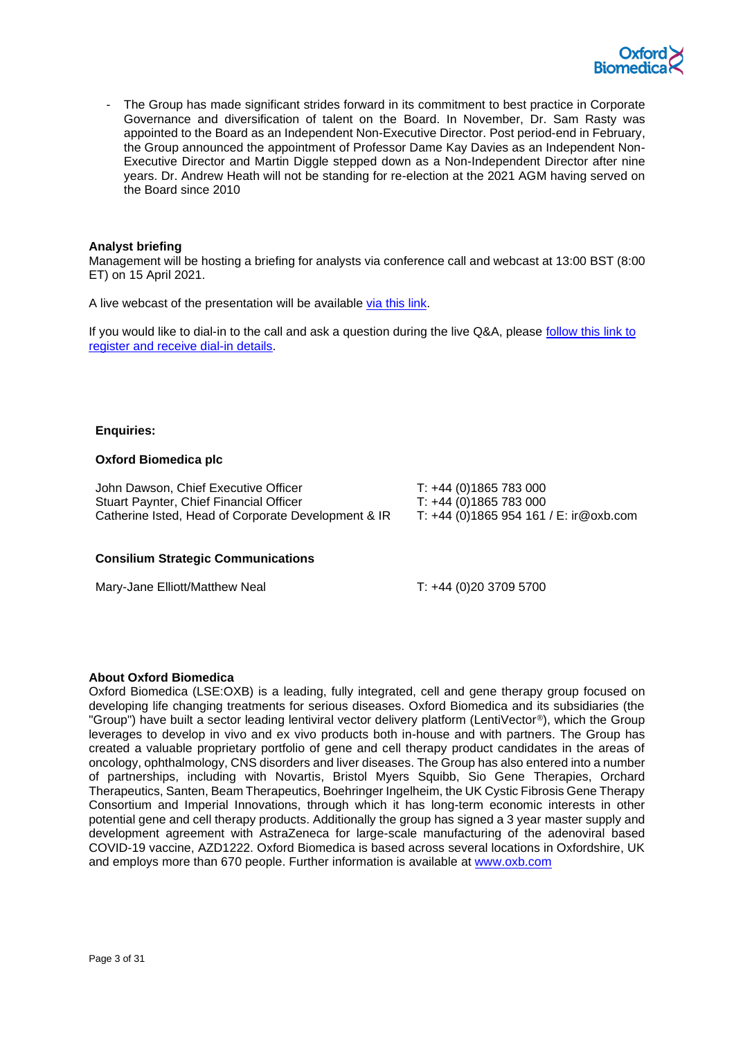- The Group has made significant strides forward in its commitment to best practice in Corporate Governance and diversification of talent on the Board. In November, Dr. Sam Rasty was appointed to the Board as an Independent Non-Executive Director. Post period-end in February, the Group announced the appointment of Professor Dame Kay Davies as an Independent Non-Executive Director and Martin Diggle stepped down as a Non-Independent Director after nine years. Dr. Andrew Heath will not be standing for re-election at the 2021 AGM having served on the Board since 2010

**Analyst briefing**

Management will be hosting a briefing for analysts via conference call and webcast at 13:00 BST (8:00 ET) on 15 April 2021.

A live webcast of the presentation will be available via this link.

If you would like to dial-in to the call and ask a question during the live Q&A, please follow this link to register and receive dial-in details.

**Enquiries:**

**Oxford Biomedica plc**

| | |
|---|---|
| John Dawson, Chief Executive Officer | T: +44 (0)1865 783 000 |
| Stuart Paynter, Chief Financial Officer | T: +44 (0)1865 783 000 |
| Catherine Isted, Head of Corporate Development & IR | T: +44 (0)1865 954 161 / E: ir@oxb.com |

**Consilium Strategic Communications**

| | |
|---|---|
| Mary-Jane Elliott/Matthew Neal | T: +44 (0)20 3709 5700 |

**About Oxford Biomedica**

Oxford Biomedica (LSE:OXB) is a leading, fully integrated, cell and gene therapy group focused on developing life changing treatments for serious diseases. Oxford Biomedica and its subsidiaries (the "Group") have built a sector leading lentiviral vector delivery platform (LentiVector®), which the Group leverages to develop in vivo and ex vivo products both in-house and with partners. The Group has created a valuable proprietary portfolio of gene and cell therapy product candidates in the areas of oncology, ophthalmology, CNS disorders and liver diseases. The Group has also entered into a number of partnerships, including with Novartis, Bristol Myers Squibb, Sio Gene Therapies, Orchard Therapeutics, Santen, Beam Therapeutics, Boehringer Ingelheim, the UK Cystic Fibrosis Gene Therapy Consortium and Imperial Innovations, through which it has long-term economic interests in other potential gene and cell therapy products. Additionally the group has signed a 3 year master supply and development agreement with AstraZeneca for large-scale manufacturing of the adenoviral based COVID-19 vaccine, AZD1222. Oxford Biomedica is based across several locations in Oxfordshire, UK and employs more than 670 people. Further information is available at www.oxb.com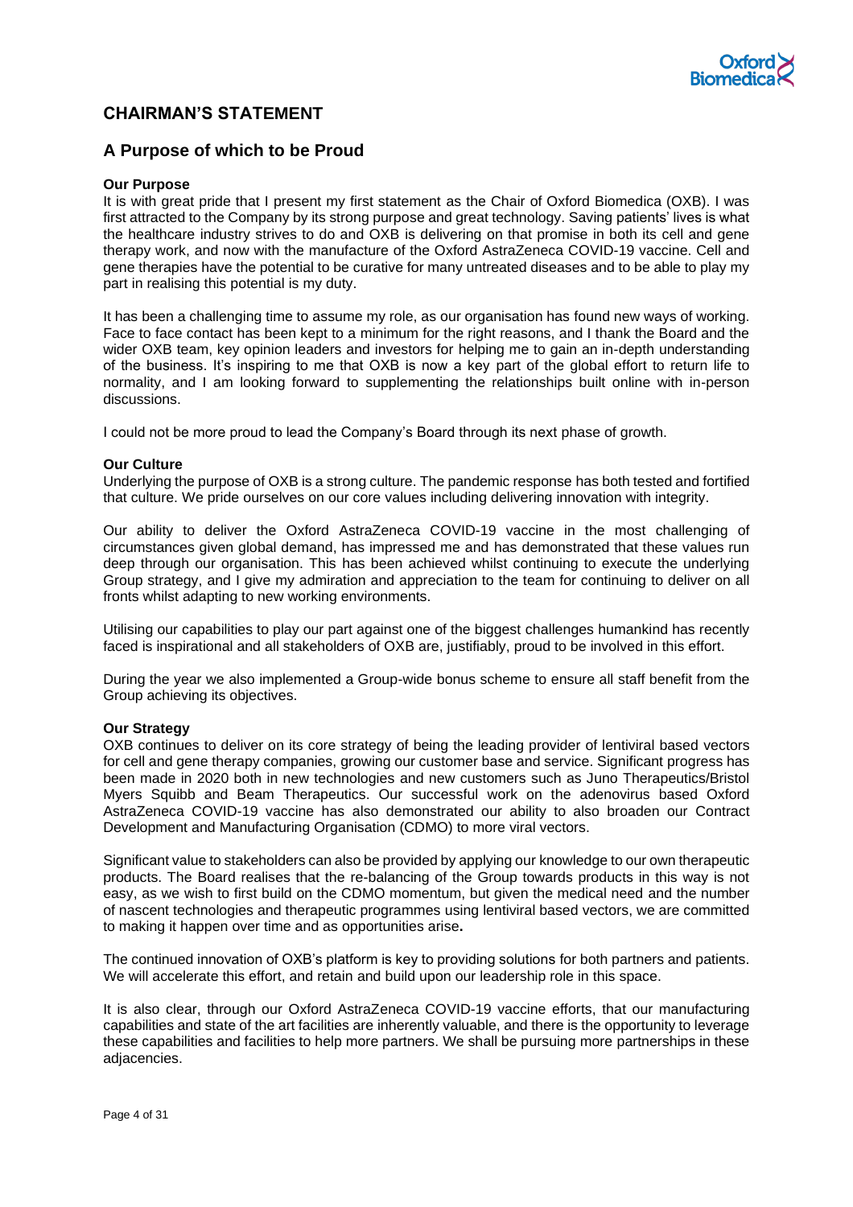## CHAIRMAN'S STATEMENT

## A Purpose of which to be Proud

**Our Purpose**

It is with great pride that I present my first statement as the Chair of Oxford Biomedica (OXB). I was first attracted to the Company by its strong purpose and great technology. Saving patients' lives is what the healthcare industry strives to do and OXB is delivering on that promise in both its cell and gene therapy work, and now with the manufacture of the Oxford AstraZeneca COVID-19 vaccine. Cell and gene therapies have the potential to be curative for many untreated diseases and to be able to play my part in realising this potential is my duty.

It has been a challenging time to assume my role, as our organisation has found new ways of working. Face to face contact has been kept to a minimum for the right reasons, and I thank the Board and the wider OXB team, key opinion leaders and investors for helping me to gain an in-depth understanding of the business. It's inspiring to me that OXB is now a key part of the global effort to return life to normality, and I am looking forward to supplementing the relationships built online with in-person discussions.

I could not be more proud to lead the Company's Board through its next phase of growth.

**Our Culture**

Underlying the purpose of OXB is a strong culture. The pandemic response has both tested and fortified that culture. We pride ourselves on our core values including delivering innovation with integrity.

Our ability to deliver the Oxford AstraZeneca COVID-19 vaccine in the most challenging of circumstances given global demand, has impressed me and has demonstrated that these values run deep through our organisation. This has been achieved whilst continuing to execute the underlying Group strategy, and I give my admiration and appreciation to the team for continuing to deliver on all fronts whilst adapting to new working environments.

Utilising our capabilities to play our part against one of the biggest challenges humankind has recently faced is inspirational and all stakeholders of OXB are, justifiably, proud to be involved in this effort.

During the year we also implemented a Group-wide bonus scheme to ensure all staff benefit from the Group achieving its objectives.

**Our Strategy**

OXB continues to deliver on its core strategy of being the leading provider of lentiviral based vectors for cell and gene therapy companies, growing our customer base and service. Significant progress has been made in 2020 both in new technologies and new customers such as Juno Therapeutics/Bristol Myers Squibb and Beam Therapeutics. Our successful work on the adenovirus based Oxford AstraZeneca COVID-19 vaccine has also demonstrated our ability to also broaden our Contract Development and Manufacturing Organisation (CDMO) to more viral vectors.

Significant value to stakeholders can also be provided by applying our knowledge to our own therapeutic products. The Board realises that the re-balancing of the Group towards products in this way is not easy, as we wish to first build on the CDMO momentum, but given the medical need and the number of nascent technologies and therapeutic programmes using lentiviral based vectors, we are committed to making it happen over time and as opportunities arise**.**

The continued innovation of OXB's platform is key to providing solutions for both partners and patients. We will accelerate this effort, and retain and build upon our leadership role in this space.

It is also clear, through our Oxford AstraZeneca COVID-19 vaccine efforts, that our manufacturing capabilities and state of the art facilities are inherently valuable, and there is the opportunity to leverage these capabilities and facilities to help more partners. We shall be pursuing more partnerships in these adjacencies.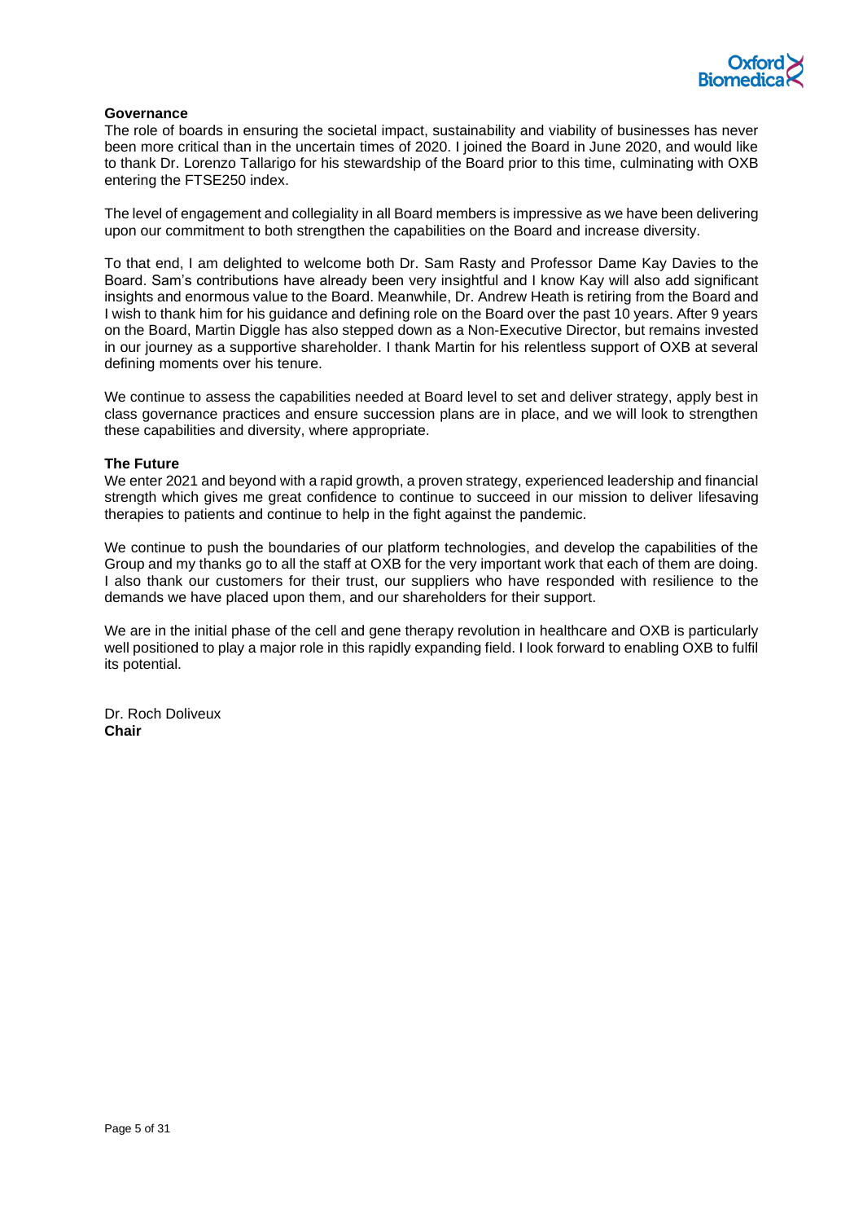**Governance**

The role of boards in ensuring the societal impact, sustainability and viability of businesses has never been more critical than in the uncertain times of 2020. I joined the Board in June 2020, and would like to thank Dr. Lorenzo Tallarigo for his stewardship of the Board prior to this time, culminating with OXB entering the FTSE250 index.

The level of engagement and collegiality in all Board members is impressive as we have been delivering upon our commitment to both strengthen the capabilities on the Board and increase diversity.

To that end, I am delighted to welcome both Dr. Sam Rasty and Professor Dame Kay Davies to the Board. Sam's contributions have already been very insightful and I know Kay will also add significant insights and enormous value to the Board. Meanwhile, Dr. Andrew Heath is retiring from the Board and I wish to thank him for his guidance and defining role on the Board over the past 10 years. After 9 years on the Board, Martin Diggle has also stepped down as a Non-Executive Director, but remains invested in our journey as a supportive shareholder. I thank Martin for his relentless support of OXB at several defining moments over his tenure.

We continue to assess the capabilities needed at Board level to set and deliver strategy, apply best in class governance practices and ensure succession plans are in place, and we will look to strengthen these capabilities and diversity, where appropriate.

**The Future**

We enter 2021 and beyond with a rapid growth, a proven strategy, experienced leadership and financial strength which gives me great confidence to continue to succeed in our mission to deliver lifesaving therapies to patients and continue to help in the fight against the pandemic.

We continue to push the boundaries of our platform technologies, and develop the capabilities of the Group and my thanks go to all the staff at OXB for the very important work that each of them are doing. I also thank our customers for their trust, our suppliers who have responded with resilience to the demands we have placed upon them, and our shareholders for their support.

We are in the initial phase of the cell and gene therapy revolution in healthcare and OXB is particularly well positioned to play a major role in this rapidly expanding field. I look forward to enabling OXB to fulfil its potential.

Dr. Roch Doliveux
**Chair**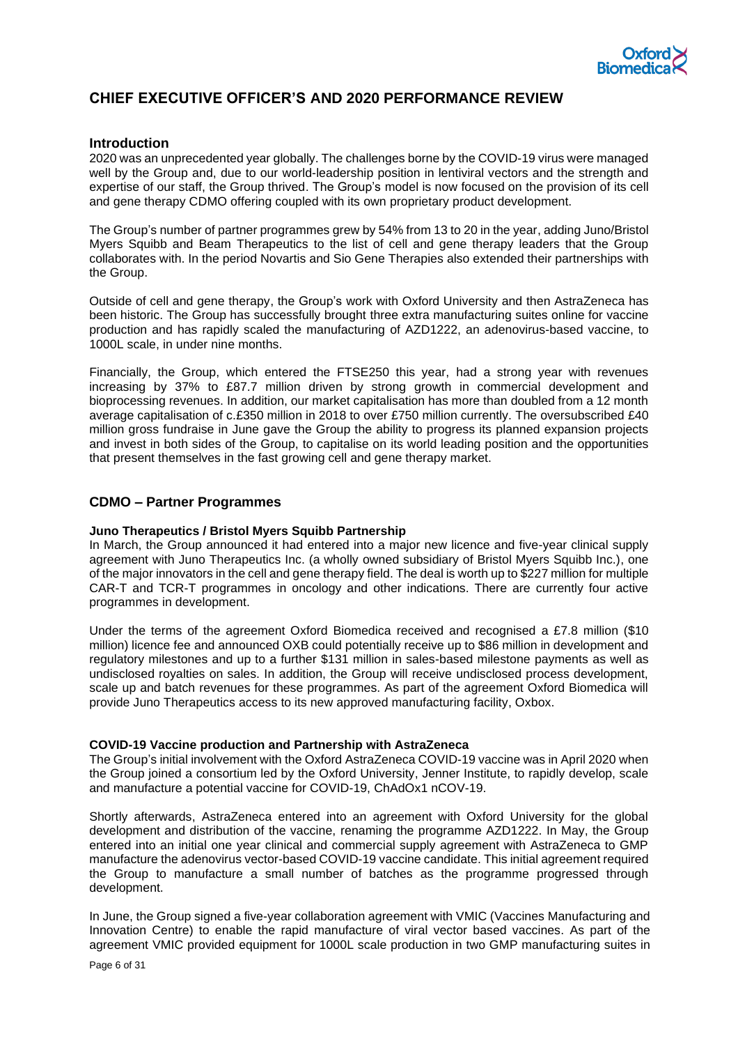# CHIEF EXECUTIVE OFFICER'S AND 2020 PERFORMANCE REVIEW

## Introduction

2020 was an unprecedented year globally. The challenges borne by the COVID-19 virus were managed well by the Group and, due to our world-leadership position in lentiviral vectors and the strength and expertise of our staff, the Group thrived. The Group's model is now focused on the provision of its cell and gene therapy CDMO offering coupled with its own proprietary product development.

The Group's number of partner programmes grew by 54% from 13 to 20 in the year, adding Juno/Bristol Myers Squibb and Beam Therapeutics to the list of cell and gene therapy leaders that the Group collaborates with. In the period Novartis and Sio Gene Therapies also extended their partnerships with the Group.

Outside of cell and gene therapy, the Group's work with Oxford University and then AstraZeneca has been historic. The Group has successfully brought three extra manufacturing suites online for vaccine production and has rapidly scaled the manufacturing of AZD1222, an adenovirus-based vaccine, to 1000L scale, in under nine months.

Financially, the Group, which entered the FTSE250 this year, had a strong year with revenues increasing by 37% to £87.7 million driven by strong growth in commercial development and bioprocessing revenues. In addition, our market capitalisation has more than doubled from a 12 month average capitalisation of c.£350 million in 2018 to over £750 million currently. The oversubscribed £40 million gross fundraise in June gave the Group the ability to progress its planned expansion projects and invest in both sides of the Group, to capitalise on its world leading position and the opportunities that present themselves in the fast growing cell and gene therapy market.

## CDMO – Partner Programmes

### Juno Therapeutics / Bristol Myers Squibb Partnership

In March, the Group announced it had entered into a major new licence and five-year clinical supply agreement with Juno Therapeutics Inc. (a wholly owned subsidiary of Bristol Myers Squibb Inc.), one of the major innovators in the cell and gene therapy field. The deal is worth up to $227 million for multiple CAR-T and TCR-T programmes in oncology and other indications. There are currently four active programmes in development.

Under the terms of the agreement Oxford Biomedica received and recognised a £7.8 million ($10 million) licence fee and announced OXB could potentially receive up to $86 million in development and regulatory milestones and up to a further $131 million in sales-based milestone payments as well as undisclosed royalties on sales. In addition, the Group will receive undisclosed process development, scale up and batch revenues for these programmes. As part of the agreement Oxford Biomedica will provide Juno Therapeutics access to its new approved manufacturing facility, Oxbox.

### COVID-19 Vaccine production and Partnership with AstraZeneca

The Group's initial involvement with the Oxford AstraZeneca COVID-19 vaccine was in April 2020 when the Group joined a consortium led by the Oxford University, Jenner Institute, to rapidly develop, scale and manufacture a potential vaccine for COVID-19, ChAdOx1 nCOV-19.

Shortly afterwards, AstraZeneca entered into an agreement with Oxford University for the global development and distribution of the vaccine, renaming the programme AZD1222. In May, the Group entered into an initial one year clinical and commercial supply agreement with AstraZeneca to GMP manufacture the adenovirus vector-based COVID-19 vaccine candidate. This initial agreement required the Group to manufacture a small number of batches as the programme progressed through development.

In June, the Group signed a five-year collaboration agreement with VMIC (Vaccines Manufacturing and Innovation Centre) to enable the rapid manufacture of viral vector based vaccines. As part of the agreement VMIC provided equipment for 1000L scale production in two GMP manufacturing suites in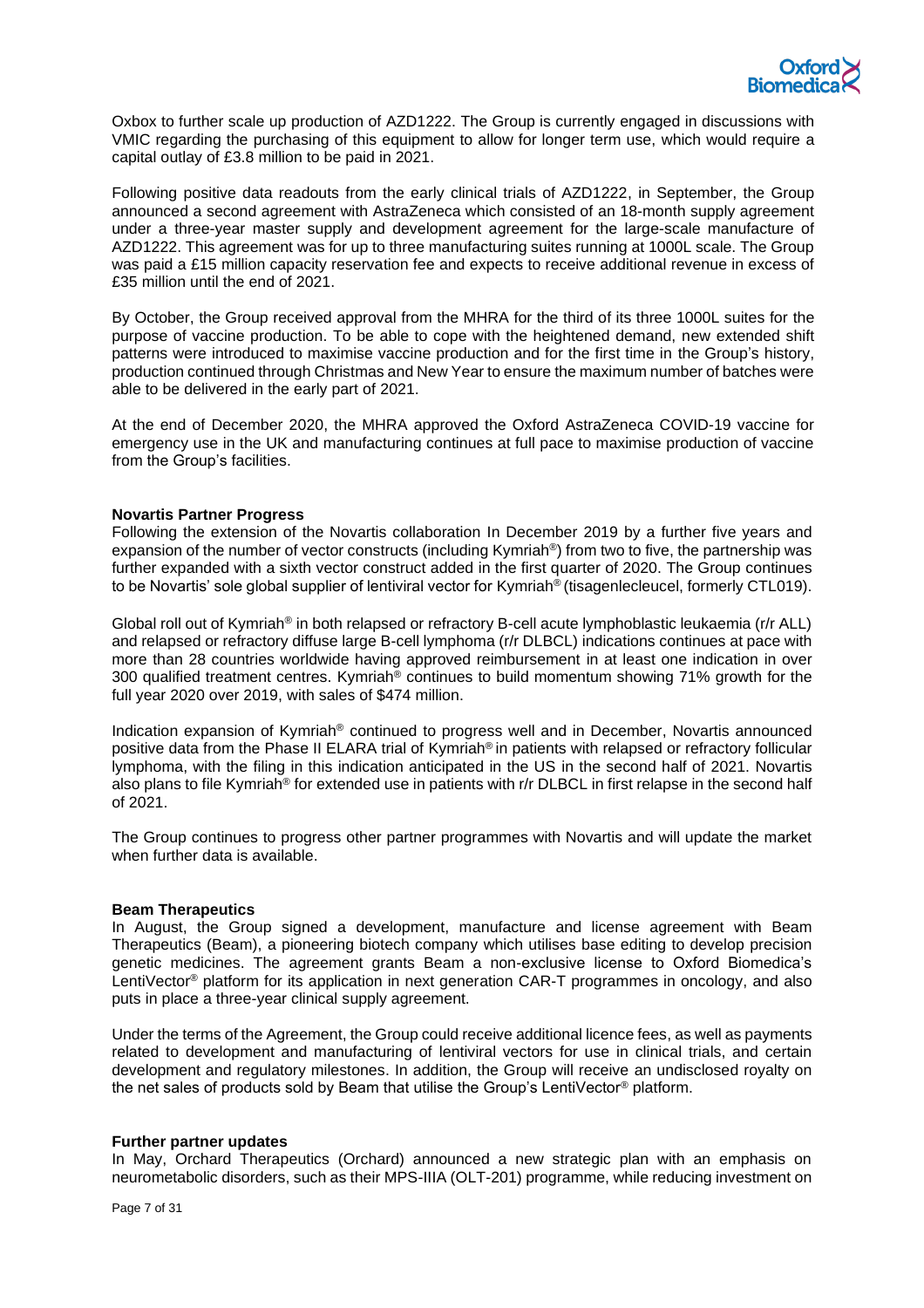Oxbox to further scale up production of AZD1222. The Group is currently engaged in discussions with VMIC regarding the purchasing of this equipment to allow for longer term use, which would require a capital outlay of £3.8 million to be paid in 2021.

Following positive data readouts from the early clinical trials of AZD1222, in September, the Group announced a second agreement with AstraZeneca which consisted of an 18-month supply agreement under a three-year master supply and development agreement for the large-scale manufacture of AZD1222. This agreement was for up to three manufacturing suites running at 1000L scale. The Group was paid a £15 million capacity reservation fee and expects to receive additional revenue in excess of £35 million until the end of 2021.

By October, the Group received approval from the MHRA for the third of its three 1000L suites for the purpose of vaccine production. To be able to cope with the heightened demand, new extended shift patterns were introduced to maximise vaccine production and for the first time in the Group's history, production continued through Christmas and New Year to ensure the maximum number of batches were able to be delivered in the early part of 2021.

At the end of December 2020, the MHRA approved the Oxford AstraZeneca COVID-19 vaccine for emergency use in the UK and manufacturing continues at full pace to maximise production of vaccine from the Group's facilities.

**Novartis Partner Progress**

Following the extension of the Novartis collaboration In December 2019 by a further five years and expansion of the number of vector constructs (including Kymriah®) from two to five, the partnership was further expanded with a sixth vector construct added in the first quarter of 2020. The Group continues to be Novartis' sole global supplier of lentiviral vector for Kymriah® (tisagenlecleucel, formerly CTL019).

Global roll out of Kymriah® in both relapsed or refractory B-cell acute lymphoblastic leukaemia (r/r ALL) and relapsed or refractory diffuse large B-cell lymphoma (r/r DLBCL) indications continues at pace with more than 28 countries worldwide having approved reimbursement in at least one indication in over 300 qualified treatment centres. Kymriah® continues to build momentum showing 71% growth for the full year 2020 over 2019, with sales of $474 million.

Indication expansion of Kymriah® continued to progress well and in December, Novartis announced positive data from the Phase II ELARA trial of Kymriah® in patients with relapsed or refractory follicular lymphoma, with the filing in this indication anticipated in the US in the second half of 2021. Novartis also plans to file Kymriah® for extended use in patients with r/r DLBCL in first relapse in the second half of 2021.

The Group continues to progress other partner programmes with Novartis and will update the market when further data is available.

**Beam Therapeutics**

In August, the Group signed a development, manufacture and license agreement with Beam Therapeutics (Beam), a pioneering biotech company which utilises base editing to develop precision genetic medicines. The agreement grants Beam a non-exclusive license to Oxford Biomedica's LentiVector® platform for its application in next generation CAR-T programmes in oncology, and also puts in place a three-year clinical supply agreement.

Under the terms of the Agreement, the Group could receive additional licence fees, as well as payments related to development and manufacturing of lentiviral vectors for use in clinical trials, and certain development and regulatory milestones. In addition, the Group will receive an undisclosed royalty on the net sales of products sold by Beam that utilise the Group's LentiVector® platform.

**Further partner updates**

In May, Orchard Therapeutics (Orchard) announced a new strategic plan with an emphasis on neurometabolic disorders, such as their MPS-IIIA (OLT-201) programme, while reducing investment on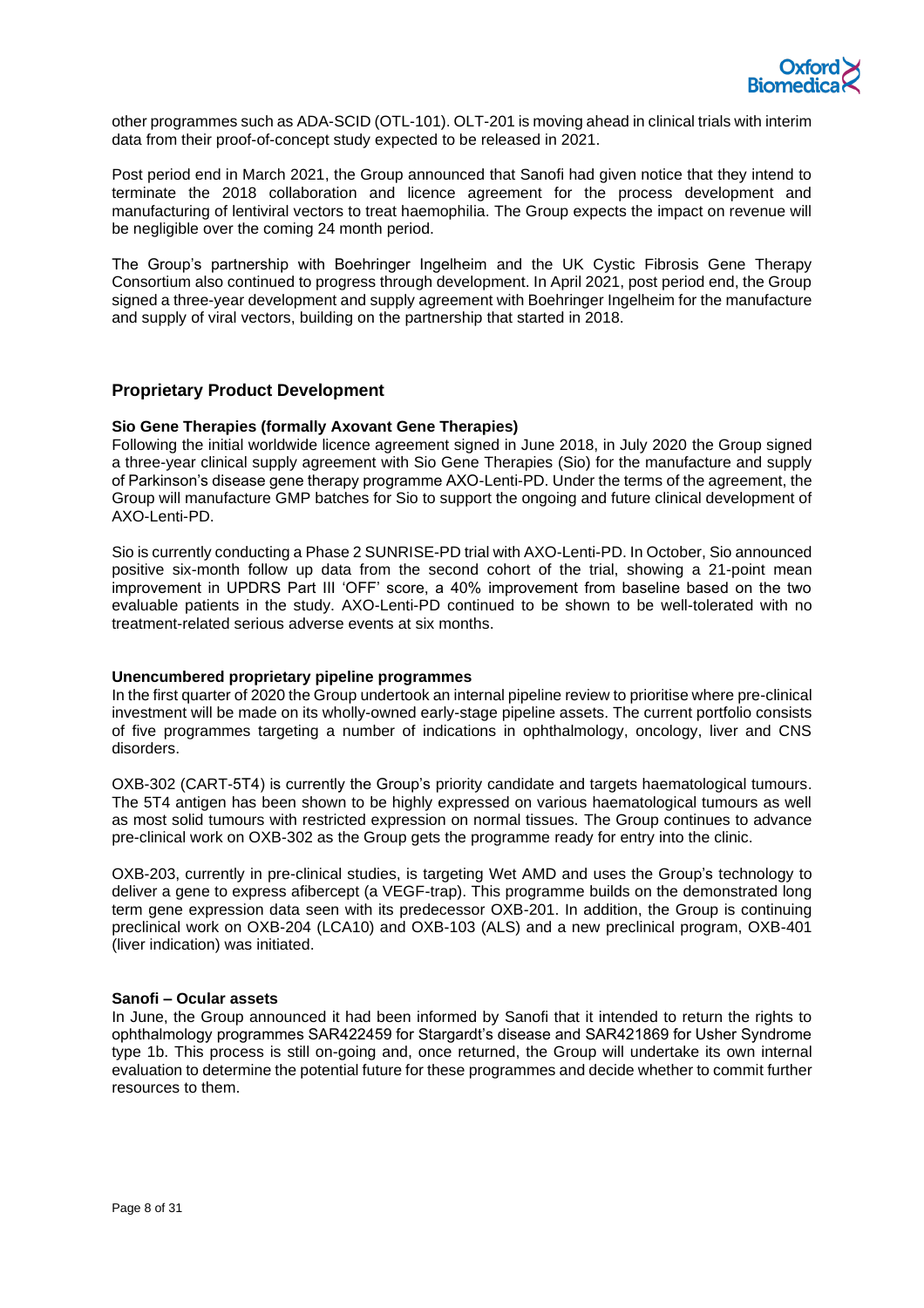other programmes such as ADA-SCID (OTL-101). OLT-201 is moving ahead in clinical trials with interim data from their proof-of-concept study expected to be released in 2021.

Post period end in March 2021, the Group announced that Sanofi had given notice that they intend to terminate the 2018 collaboration and licence agreement for the process development and manufacturing of lentiviral vectors to treat haemophilia. The Group expects the impact on revenue will be negligible over the coming 24 month period.

The Group's partnership with Boehringer Ingelheim and the UK Cystic Fibrosis Gene Therapy Consortium also continued to progress through development. In April 2021, post period end, the Group signed a three-year development and supply agreement with Boehringer Ingelheim for the manufacture and supply of viral vectors, building on the partnership that started in 2018.

## Proprietary Product Development

**Sio Gene Therapies (formally Axovant Gene Therapies)**

Following the initial worldwide licence agreement signed in June 2018, in July 2020 the Group signed a three-year clinical supply agreement with Sio Gene Therapies (Sio) for the manufacture and supply of Parkinson's disease gene therapy programme AXO-Lenti-PD. Under the terms of the agreement, the Group will manufacture GMP batches for Sio to support the ongoing and future clinical development of AXO-Lenti-PD.

Sio is currently conducting a Phase 2 SUNRISE-PD trial with AXO-Lenti-PD. In October, Sio announced positive six-month follow up data from the second cohort of the trial, showing a 21-point mean improvement in UPDRS Part III 'OFF' score, a 40% improvement from baseline based on the two evaluable patients in the study. AXO-Lenti-PD continued to be shown to be well-tolerated with no treatment-related serious adverse events at six months.

**Unencumbered proprietary pipeline programmes**

In the first quarter of 2020 the Group undertook an internal pipeline review to prioritise where pre-clinical investment will be made on its wholly-owned early-stage pipeline assets. The current portfolio consists of five programmes targeting a number of indications in ophthalmology, oncology, liver and CNS disorders.

OXB-302 (CART-5T4) is currently the Group's priority candidate and targets haematological tumours. The 5T4 antigen has been shown to be highly expressed on various haematological tumours as well as most solid tumours with restricted expression on normal tissues. The Group continues to advance pre-clinical work on OXB-302 as the Group gets the programme ready for entry into the clinic.

OXB-203, currently in pre-clinical studies, is targeting Wet AMD and uses the Group's technology to deliver a gene to express afibercept (a VEGF-trap). This programme builds on the demonstrated long term gene expression data seen with its predecessor OXB-201. In addition, the Group is continuing preclinical work on OXB-204 (LCA10) and OXB-103 (ALS) and a new preclinical program, OXB-401 (liver indication) was initiated.

**Sanofi – Ocular assets**

In June, the Group announced it had been informed by Sanofi that it intended to return the rights to ophthalmology programmes SAR422459 for Stargardt's disease and SAR421869 for Usher Syndrome type 1b. This process is still on-going and, once returned, the Group will undertake its own internal evaluation to determine the potential future for these programmes and decide whether to commit further resources to them.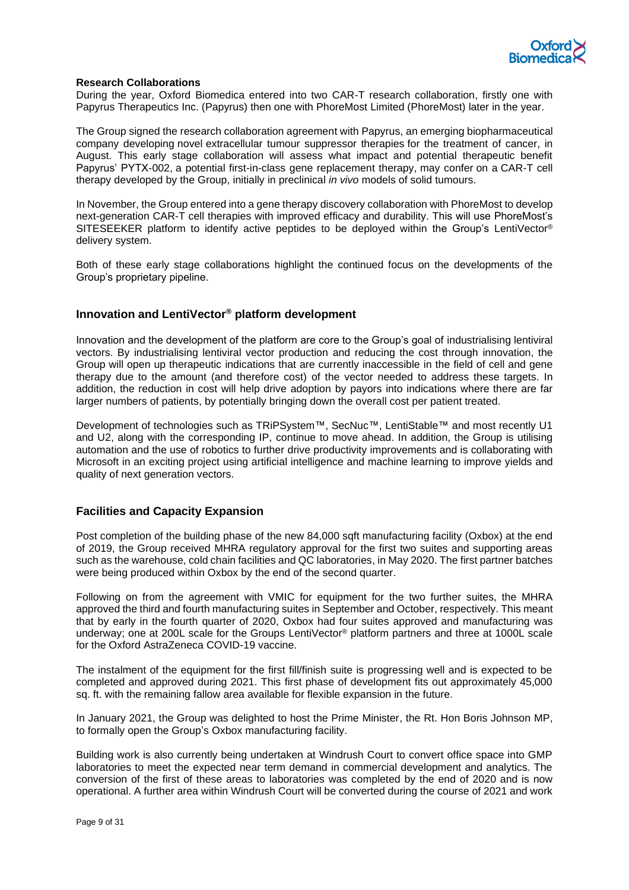**Research Collaborations**

During the year, Oxford Biomedica entered into two CAR-T research collaboration, firstly one with Papyrus Therapeutics Inc. (Papyrus) then one with PhoreMost Limited (PhoreMost) later in the year.

The Group signed the research collaboration agreement with Papyrus, an emerging biopharmaceutical company developing novel extracellular tumour suppressor therapies for the treatment of cancer, in August. This early stage collaboration will assess what impact and potential therapeutic benefit Papyrus' PYTX-002, a potential first-in-class gene replacement therapy, may confer on a CAR-T cell therapy developed by the Group, initially in preclinical *in vivo* models of solid tumours.

In November, the Group entered into a gene therapy discovery collaboration with PhoreMost to develop next-generation CAR-T cell therapies with improved efficacy and durability. This will use PhoreMost's SITESEEKER platform to identify active peptides to be deployed within the Group's LentiVector® delivery system.

Both of these early stage collaborations highlight the continued focus on the developments of the Group's proprietary pipeline.

## Innovation and LentiVector® platform development

Innovation and the development of the platform are core to the Group's goal of industrialising lentiviral vectors. By industrialising lentiviral vector production and reducing the cost through innovation, the Group will open up therapeutic indications that are currently inaccessible in the field of cell and gene therapy due to the amount (and therefore cost) of the vector needed to address these targets. In addition, the reduction in cost will help drive adoption by payors into indications where there are far larger numbers of patients, by potentially bringing down the overall cost per patient treated.

Development of technologies such as TRiPSystem™, SecNuc™, LentiStable™ and most recently U1 and U2, along with the corresponding IP, continue to move ahead. In addition, the Group is utilising automation and the use of robotics to further drive productivity improvements and is collaborating with Microsoft in an exciting project using artificial intelligence and machine learning to improve yields and quality of next generation vectors.

## Facilities and Capacity Expansion

Post completion of the building phase of the new 84,000 sqft manufacturing facility (Oxbox) at the end of 2019, the Group received MHRA regulatory approval for the first two suites and supporting areas such as the warehouse, cold chain facilities and QC laboratories, in May 2020. The first partner batches were being produced within Oxbox by the end of the second quarter.

Following on from the agreement with VMIC for equipment for the two further suites, the MHRA approved the third and fourth manufacturing suites in September and October, respectively. This meant that by early in the fourth quarter of 2020, Oxbox had four suites approved and manufacturing was underway; one at 200L scale for the Groups LentiVector® platform partners and three at 1000L scale for the Oxford AstraZeneca COVID-19 vaccine.

The instalment of the equipment for the first fill/finish suite is progressing well and is expected to be completed and approved during 2021. This first phase of development fits out approximately 45,000 sq. ft. with the remaining fallow area available for flexible expansion in the future.

In January 2021, the Group was delighted to host the Prime Minister, the Rt. Hon Boris Johnson MP, to formally open the Group's Oxbox manufacturing facility.

Building work is also currently being undertaken at Windrush Court to convert office space into GMP laboratories to meet the expected near term demand in commercial development and analytics. The conversion of the first of these areas to laboratories was completed by the end of 2020 and is now operational. A further area within Windrush Court will be converted during the course of 2021 and work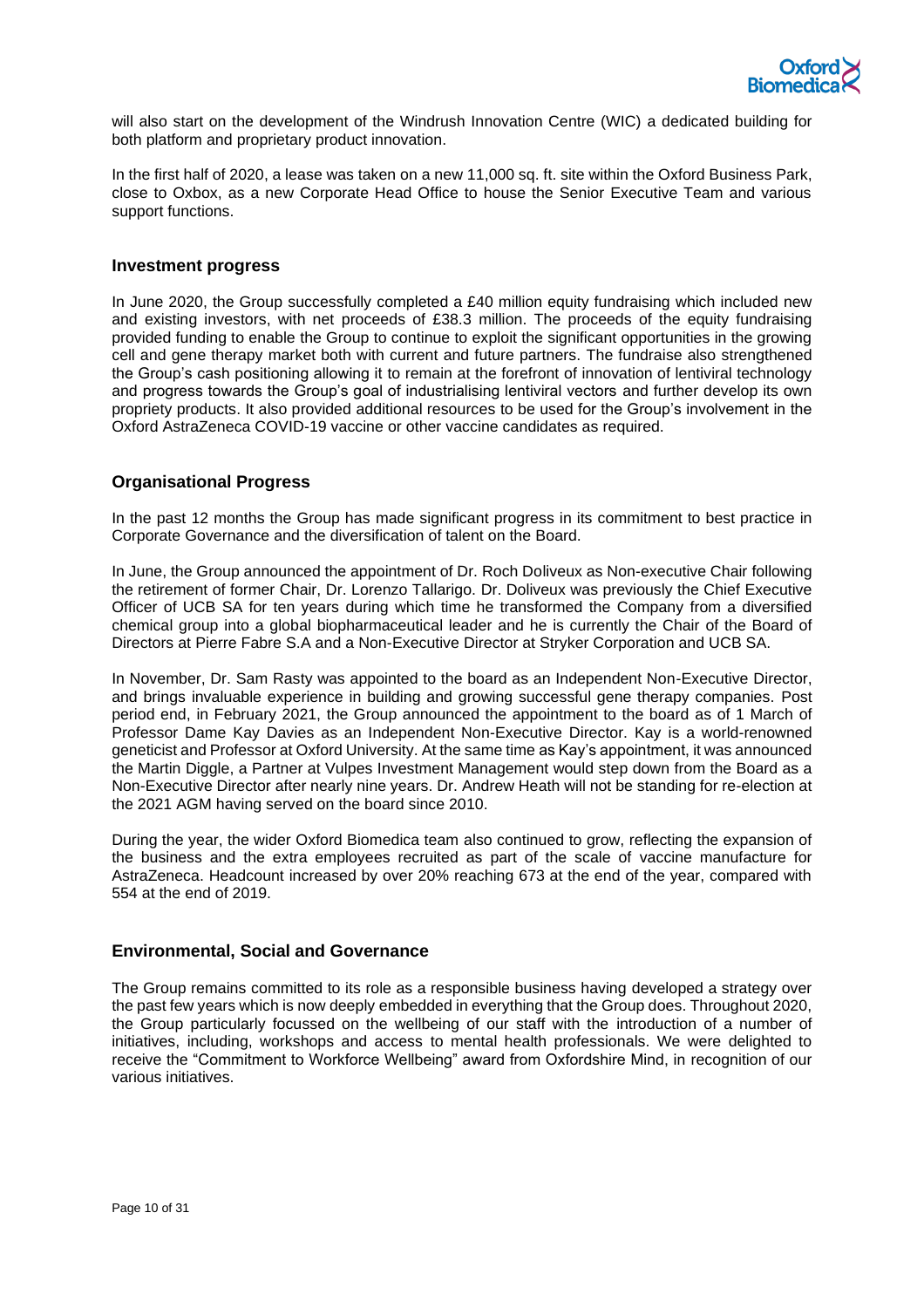will also start on the development of the Windrush Innovation Centre (WIC) a dedicated building for both platform and proprietary product innovation.

In the first half of 2020, a lease was taken on a new 11,000 sq. ft. site within the Oxford Business Park, close to Oxbox, as a new Corporate Head Office to house the Senior Executive Team and various support functions.

## Investment progress

In June 2020, the Group successfully completed a £40 million equity fundraising which included new and existing investors, with net proceeds of £38.3 million. The proceeds of the equity fundraising provided funding to enable the Group to continue to exploit the significant opportunities in the growing cell and gene therapy market both with current and future partners. The fundraise also strengthened the Group's cash positioning allowing it to remain at the forefront of innovation of lentiviral technology and progress towards the Group's goal of industrialising lentiviral vectors and further develop its own propriety products. It also provided additional resources to be used for the Group's involvement in the Oxford AstraZeneca COVID-19 vaccine or other vaccine candidates as required.

## Organisational Progress

In the past 12 months the Group has made significant progress in its commitment to best practice in Corporate Governance and the diversification of talent on the Board.

In June, the Group announced the appointment of Dr. Roch Doliveux as Non-executive Chair following the retirement of former Chair, Dr. Lorenzo Tallarigo. Dr. Doliveux was previously the Chief Executive Officer of UCB SA for ten years during which time he transformed the Company from a diversified chemical group into a global biopharmaceutical leader and he is currently the Chair of the Board of Directors at Pierre Fabre S.A and a Non-Executive Director at Stryker Corporation and UCB SA.

In November, Dr. Sam Rasty was appointed to the board as an Independent Non-Executive Director, and brings invaluable experience in building and growing successful gene therapy companies. Post period end, in February 2021, the Group announced the appointment to the board as of 1 March of Professor Dame Kay Davies as an Independent Non-Executive Director. Kay is a world-renowned geneticist and Professor at Oxford University. At the same time as Kay's appointment, it was announced the Martin Diggle, a Partner at Vulpes Investment Management would step down from the Board as a Non-Executive Director after nearly nine years. Dr. Andrew Heath will not be standing for re-election at the 2021 AGM having served on the board since 2010.

During the year, the wider Oxford Biomedica team also continued to grow, reflecting the expansion of the business and the extra employees recruited as part of the scale of vaccine manufacture for AstraZeneca. Headcount increased by over 20% reaching 673 at the end of the year, compared with 554 at the end of 2019.

## Environmental, Social and Governance

The Group remains committed to its role as a responsible business having developed a strategy over the past few years which is now deeply embedded in everything that the Group does. Throughout 2020, the Group particularly focussed on the wellbeing of our staff with the introduction of a number of initiatives, including, workshops and access to mental health professionals. We were delighted to receive the "Commitment to Workforce Wellbeing" award from Oxfordshire Mind, in recognition of our various initiatives.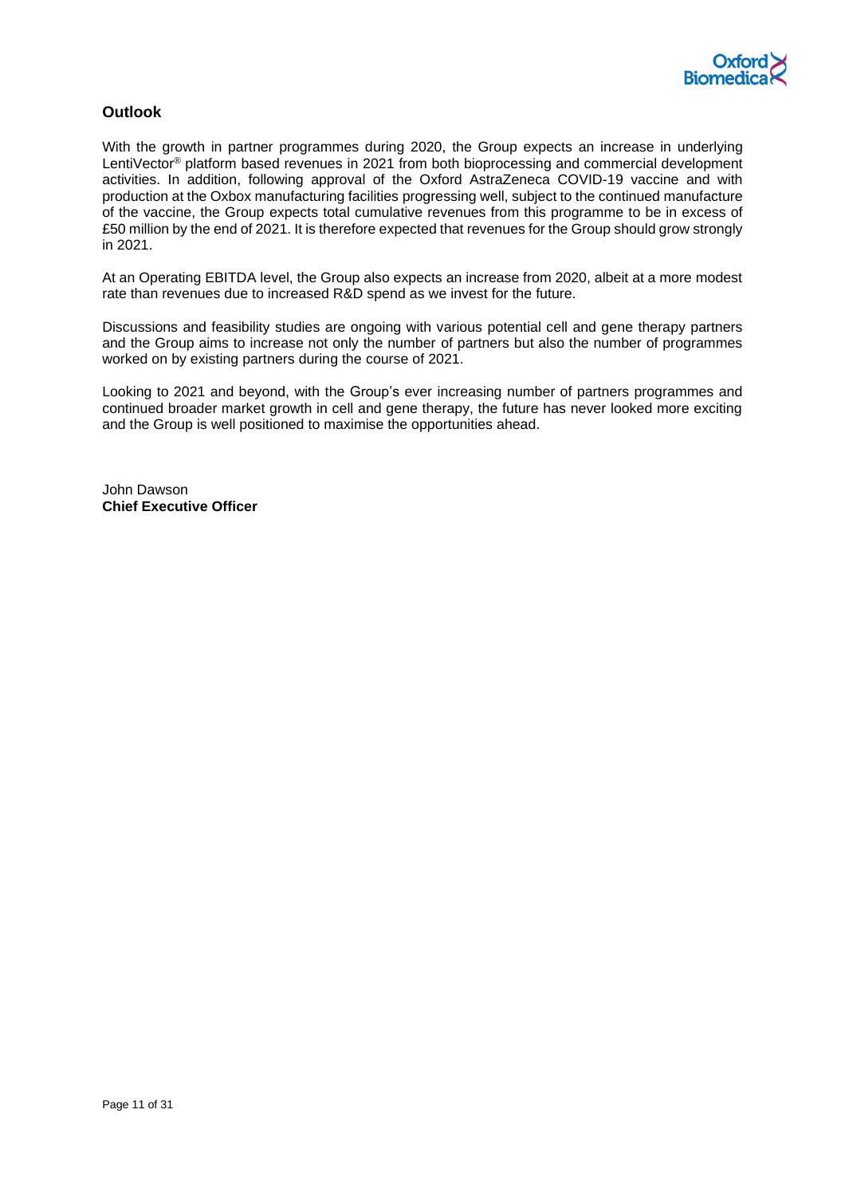## Outlook

With the growth in partner programmes during 2020, the Group expects an increase in underlying LentiVector® platform based revenues in 2021 from both bioprocessing and commercial development activities. In addition, following approval of the Oxford AstraZeneca COVID-19 vaccine and with production at the Oxbox manufacturing facilities progressing well, subject to the continued manufacture of the vaccine, the Group expects total cumulative revenues from this programme to be in excess of £50 million by the end of 2021. It is therefore expected that revenues for the Group should grow strongly in 2021.

At an Operating EBITDA level, the Group also expects an increase from 2020, albeit at a more modest rate than revenues due to increased R&D spend as we invest for the future.

Discussions and feasibility studies are ongoing with various potential cell and gene therapy partners and the Group aims to increase not only the number of partners but also the number of programmes worked on by existing partners during the course of 2021.

Looking to 2021 and beyond, with the Group's ever increasing number of partners programmes and continued broader market growth in cell and gene therapy, the future has never looked more exciting and the Group is well positioned to maximise the opportunities ahead.

John Dawson
**Chief Executive Officer**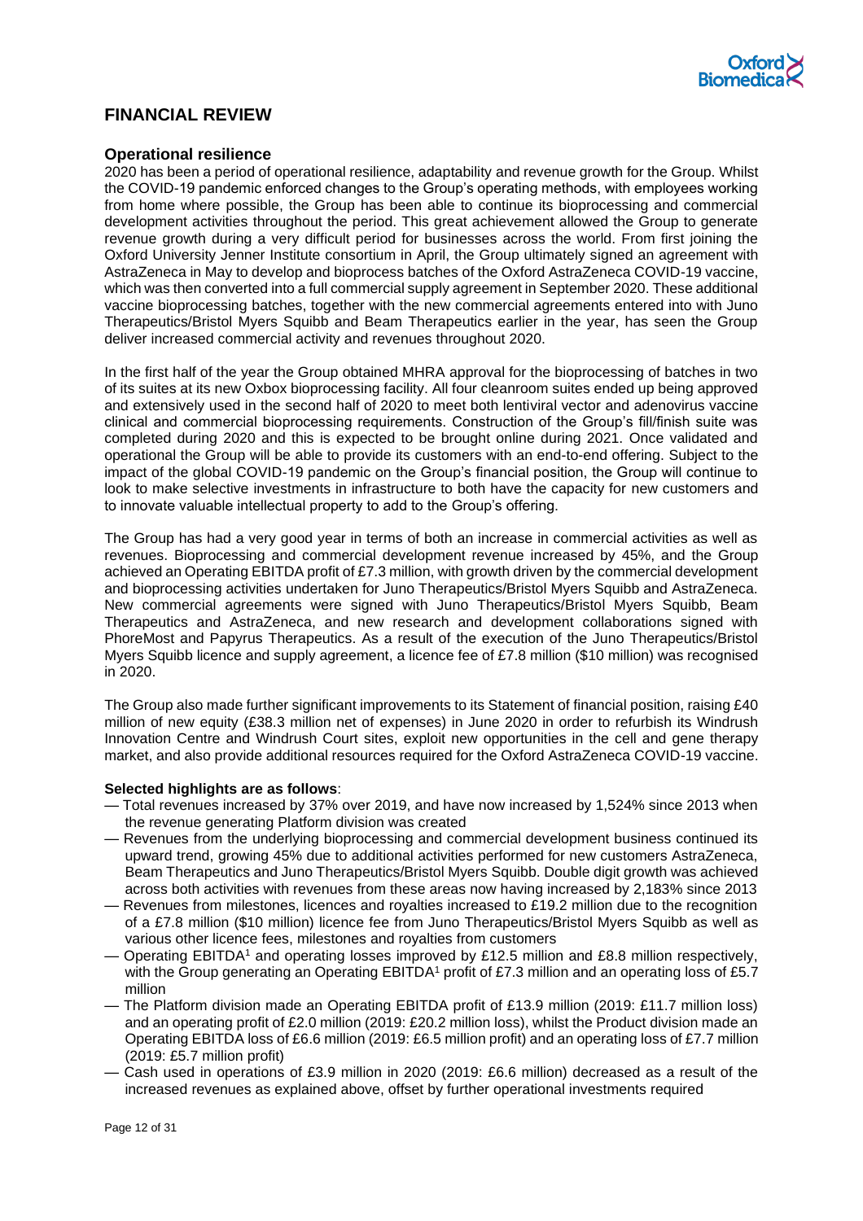## FINANCIAL REVIEW

### Operational resilience

2020 has been a period of operational resilience, adaptability and revenue growth for the Group. Whilst the COVID-19 pandemic enforced changes to the Group's operating methods, with employees working from home where possible, the Group has been able to continue its bioprocessing and commercial development activities throughout the period. This great achievement allowed the Group to generate revenue growth during a very difficult period for businesses across the world. From first joining the Oxford University Jenner Institute consortium in April, the Group ultimately signed an agreement with AstraZeneca in May to develop and bioprocess batches of the Oxford AstraZeneca COVID-19 vaccine, which was then converted into a full commercial supply agreement in September 2020. These additional vaccine bioprocessing batches, together with the new commercial agreements entered into with Juno Therapeutics/Bristol Myers Squibb and Beam Therapeutics earlier in the year, has seen the Group deliver increased commercial activity and revenues throughout 2020.

In the first half of the year the Group obtained MHRA approval for the bioprocessing of batches in two of its suites at its new Oxbox bioprocessing facility. All four cleanroom suites ended up being approved and extensively used in the second half of 2020 to meet both lentiviral vector and adenovirus vaccine clinical and commercial bioprocessing requirements. Construction of the Group's fill/finish suite was completed during 2020 and this is expected to be brought online during 2021. Once validated and operational the Group will be able to provide its customers with an end-to-end offering. Subject to the impact of the global COVID-19 pandemic on the Group's financial position, the Group will continue to look to make selective investments in infrastructure to both have the capacity for new customers and to innovate valuable intellectual property to add to the Group's offering.

The Group has had a very good year in terms of both an increase in commercial activities as well as revenues. Bioprocessing and commercial development revenue increased by 45%, and the Group achieved an Operating EBITDA profit of £7.3 million, with growth driven by the commercial development and bioprocessing activities undertaken for Juno Therapeutics/Bristol Myers Squibb and AstraZeneca. New commercial agreements were signed with Juno Therapeutics/Bristol Myers Squibb, Beam Therapeutics and AstraZeneca, and new research and development collaborations signed with PhoreMost and Papyrus Therapeutics. As a result of the execution of the Juno Therapeutics/Bristol Myers Squibb licence and supply agreement, a licence fee of £7.8 million ($10 million) was recognised in 2020.

The Group also made further significant improvements to its Statement of financial position, raising £40 million of new equity (£38.3 million net of expenses) in June 2020 in order to refurbish its Windrush Innovation Centre and Windrush Court sites, exploit new opportunities in the cell and gene therapy market, and also provide additional resources required for the Oxford AstraZeneca COVID-19 vaccine.

**Selected highlights are as follows**:

- Total revenues increased by 37% over 2019, and have now increased by 1,524% since 2013 when the revenue generating Platform division was created
- Revenues from the underlying bioprocessing and commercial development business continued its upward trend, growing 45% due to additional activities performed for new customers AstraZeneca, Beam Therapeutics and Juno Therapeutics/Bristol Myers Squibb. Double digit growth was achieved across both activities with revenues from these areas now having increased by 2,183% since 2013
- Revenues from milestones, licences and royalties increased to £19.2 million due to the recognition of a £7.8 million ($10 million) licence fee from Juno Therapeutics/Bristol Myers Squibb as well as various other licence fees, milestones and royalties from customers
- Operating EBITDA[1] and operating losses improved by £12.5 million and £8.8 million respectively, with the Group generating an Operating EBITDA[1] profit of £7.3 million and an operating loss of £5.7 million
- The Platform division made an Operating EBITDA profit of £13.9 million (2019: £11.7 million loss) and an operating profit of £2.0 million (2019: £20.2 million loss), whilst the Product division made an Operating EBITDA loss of £6.6 million (2019: £6.5 million profit) and an operating loss of £7.7 million (2019: £5.7 million profit)
- Cash used in operations of £3.9 million in 2020 (2019: £6.6 million) decreased as a result of the increased revenues as explained above, offset by further operational investments required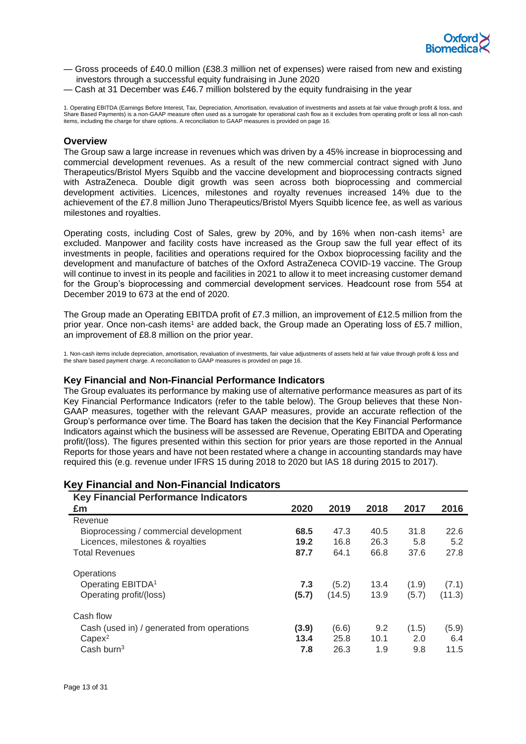- Gross proceeds of £40.0 million (£38.3 million net of expenses) were raised from new and existing investors through a successful equity fundraising in June 2020
- Cash at 31 December was £46.7 million bolstered by the equity fundraising in the year

1. Operating EBITDA (Earnings Before Interest, Tax, Depreciation, Amortisation, revaluation of investments and assets at fair value through profit & loss, and Share Based Payments) is a non-GAAP measure often used as a surrogate for operational cash flow as it excludes from operating profit or loss all non-cash items, including the charge for share options. A reconciliation to GAAP measures is provided on page 16.

## Overview

The Group saw a large increase in revenues which was driven by a 45% increase in bioprocessing and commercial development revenues. As a result of the new commercial contract signed with Juno Therapeutics/Bristol Myers Squibb and the vaccine development and bioprocessing contracts signed with AstraZeneca. Double digit growth was seen across both bioprocessing and commercial development activities. Licences, milestones and royalty revenues increased 14% due to the achievement of the £7.8 million Juno Therapeutics/Bristol Myers Squibb licence fee, as well as various milestones and royalties.

Operating costs, including Cost of Sales, grew by 20%, and by 16% when non-cash items[1] are excluded. Manpower and facility costs have increased as the Group saw the full year effect of its investments in people, facilities and operations required for the Oxbox bioprocessing facility and the development and manufacture of batches of the Oxford AstraZeneca COVID-19 vaccine. The Group will continue to invest in its people and facilities in 2021 to allow it to meet increasing customer demand for the Group's bioprocessing and commercial development services. Headcount rose from 554 at December 2019 to 673 at the end of 2020.

The Group made an Operating EBITDA profit of £7.3 million, an improvement of £12.5 million from the prior year. Once non-cash items[1] are added back, the Group made an Operating loss of £5.7 million, an improvement of £8.8 million on the prior year.

1. Non-cash items include depreciation, amortisation, revaluation of investments, fair value adjustments of assets held at fair value through profit & loss and the share based payment charge. A reconciliation to GAAP measures is provided on page 16.

## Key Financial and Non-Financial Performance Indicators

The Group evaluates its performance by making use of alternative performance measures as part of its Key Financial Performance Indicators (refer to the table below). The Group believes that these Non-GAAP measures, together with the relevant GAAP measures, provide an accurate reflection of the Group's performance over time. The Board has taken the decision that the Key Financial Performance Indicators against which the business will be assessed are Revenue, Operating EBITDA and Operating profit/(loss). The figures presented within this section for prior years are those reported in the Annual Reports for those years and have not been restated where a change in accounting standards may have required this (e.g. revenue under IFRS 15 during 2018 to 2020 but IAS 18 during 2015 to 2017).

## Key Financial and Non-Financial Indicators

| Key Financial Performance Indicators £m | 2020 | 2019 | 2018 | 2017 | 2016 |
|---|---|---|---|---|---|
| Revenue | | | | | |
| Bioprocessing / commercial development | **68.5** | 47.3 | 40.5 | 31.8 | 22.6 |
| Licences, milestones & royalties | **19.2** | 16.8 | 26.3 | 5.8 | 5.2 |
| Total Revenues | **87.7** | 64.1 | 66.8 | 37.6 | 27.8 |
| Operations | | | | | |
| Operating EBITDA[1] | **7.3** | (5.2) | 13.4 | (1.9) | (7.1) |
| Operating profit/(loss) | **(5.7)** | (14.5) | 13.9 | (5.7) | (11.3) |
| Cash flow | | | | | |
| Cash (used in) / generated from operations | **(3.9)** | (6.6) | 9.2 | (1.5) | (5.9) |
| Capex[2] | **13.4** | 25.8 | 10.1 | 2.0 | 6.4 |
| Cash burn[3] | **7.8** | 26.3 | 1.9 | 9.8 | 11.5 |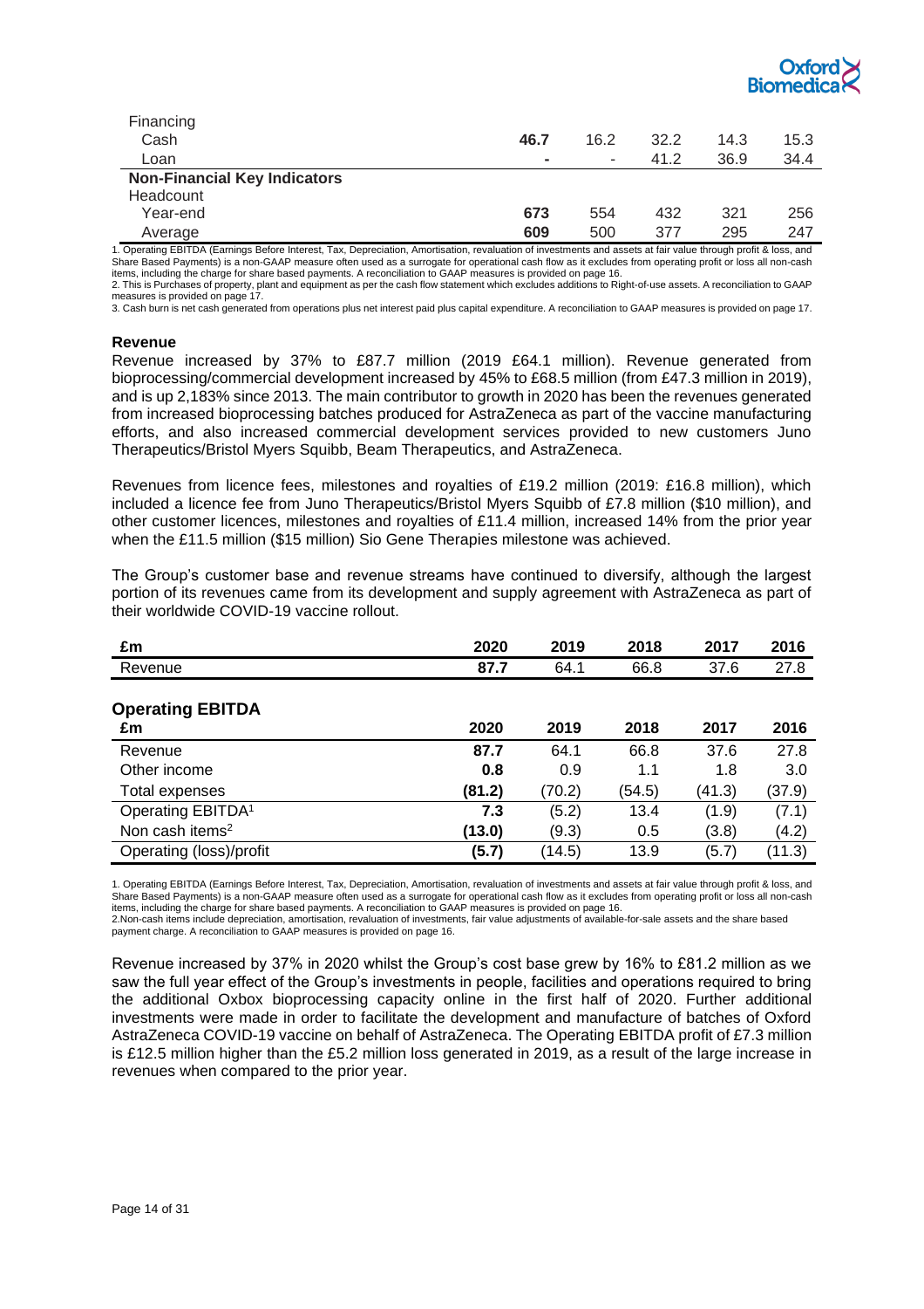| | | | | | |
|---|---|---|---|---|---|
| Financing | | | | | |
| Cash | **46.7** | 16.2 | 32.2 | 14.3 | 15.3 |
| Loan | **-** | - | 41.2 | 36.9 | 34.4 |
| **Non-Financial Key Indicators** | | | | | |
| Headcount | | | | | |
| Year-end | **673** | 554 | 432 | 321 | 256 |
| Average | **609** | 500 | 377 | 295 | 247 |

1. Operating EBITDA (Earnings Before Interest, Tax, Depreciation, Amortisation, revaluation of investments and assets at fair value through profit & loss, and Share Based Payments) is a non-GAAP measure often used as a surrogate for operational cash flow as it excludes from operating profit or loss all non-cash items, including the charge for share based payments. A reconciliation to GAAP measures is provided on page 16.
2. This is Purchases of property, plant and equipment as per the cash flow statement which excludes additions to Right-of-use assets. A reconciliation to GAAP measures is provided on page 17.
3. Cash burn is net cash generated from operations plus net interest paid plus capital expenditure. A reconciliation to GAAP measures is provided on page 17.

### Revenue

Revenue increased by 37% to £87.7 million (2019 £64.1 million). Revenue generated from bioprocessing/commercial development increased by 45% to £68.5 million (from £47.3 million in 2019), and is up 2,183% since 2013. The main contributor to growth in 2020 has been the revenues generated from increased bioprocessing batches produced for AstraZeneca as part of the vaccine manufacturing efforts, and also increased commercial development services provided to new customers Juno Therapeutics/Bristol Myers Squibb, Beam Therapeutics, and AstraZeneca.

Revenues from licence fees, milestones and royalties of £19.2 million (2019: £16.8 million), which included a licence fee from Juno Therapeutics/Bristol Myers Squibb of £7.8 million ($10 million), and other customer licences, milestones and royalties of £11.4 million, increased 14% from the prior year when the £11.5 million ($15 million) Sio Gene Therapies milestone was achieved.

The Group's customer base and revenue streams have continued to diversify, although the largest portion of its revenues came from its development and supply agreement with AstraZeneca as part of their worldwide COVID-19 vaccine rollout.

| £m | 2020 | 2019 | 2018 | 2017 | 2016 |
|---|---|---|---|---|---|
| Revenue | **87.7** | 64.1 | 66.8 | 37.6 | 27.8 |

### Operating EBITDA

| £m | 2020 | 2019 | 2018 | 2017 | 2016 |
|---|---|---|---|---|---|
| Revenue | **87.7** | 64.1 | 66.8 | 37.6 | 27.8 |
| Other income | **0.8** | 0.9 | 1.1 | 1.8 | 3.0 |
| Total expenses | **(81.2)** | (70.2) | (54.5) | (41.3) | (37.9) |
| Operating EBITDA[1] | **7.3** | (5.2) | 13.4 | (1.9) | (7.1) |
| Non cash items[2] | **(13.0)** | (9.3) | 0.5 | (3.8) | (4.2) |
| Operating (loss)/profit | **(5.7)** | (14.5) | 13.9 | (5.7) | (11.3) |

1. Operating EBITDA (Earnings Before Interest, Tax, Depreciation, Amortisation, revaluation of investments and assets at fair value through profit & loss, and Share Based Payments) is a non-GAAP measure often used as a surrogate for operational cash flow as it excludes from operating profit or loss all non-cash items, including the charge for share based payments. A reconciliation to GAAP measures is provided on page 16.
2. Non-cash items include depreciation, amortisation, revaluation of investments, fair value adjustments of available-for-sale assets and the share based payment charge. A reconciliation to GAAP measures is provided on page 16.

Revenue increased by 37% in 2020 whilst the Group's cost base grew by 16% to £81.2 million as we saw the full year effect of the Group's investments in people, facilities and operations required to bring the additional Oxbox bioprocessing capacity online in the first half of 2020. Further additional investments were made in order to facilitate the development and manufacture of batches of Oxford AstraZeneca COVID-19 vaccine on behalf of AstraZeneca. The Operating EBITDA profit of £7.3 million is £12.5 million higher than the £5.2 million loss generated in 2019, as a result of the large increase in revenues when compared to the prior year.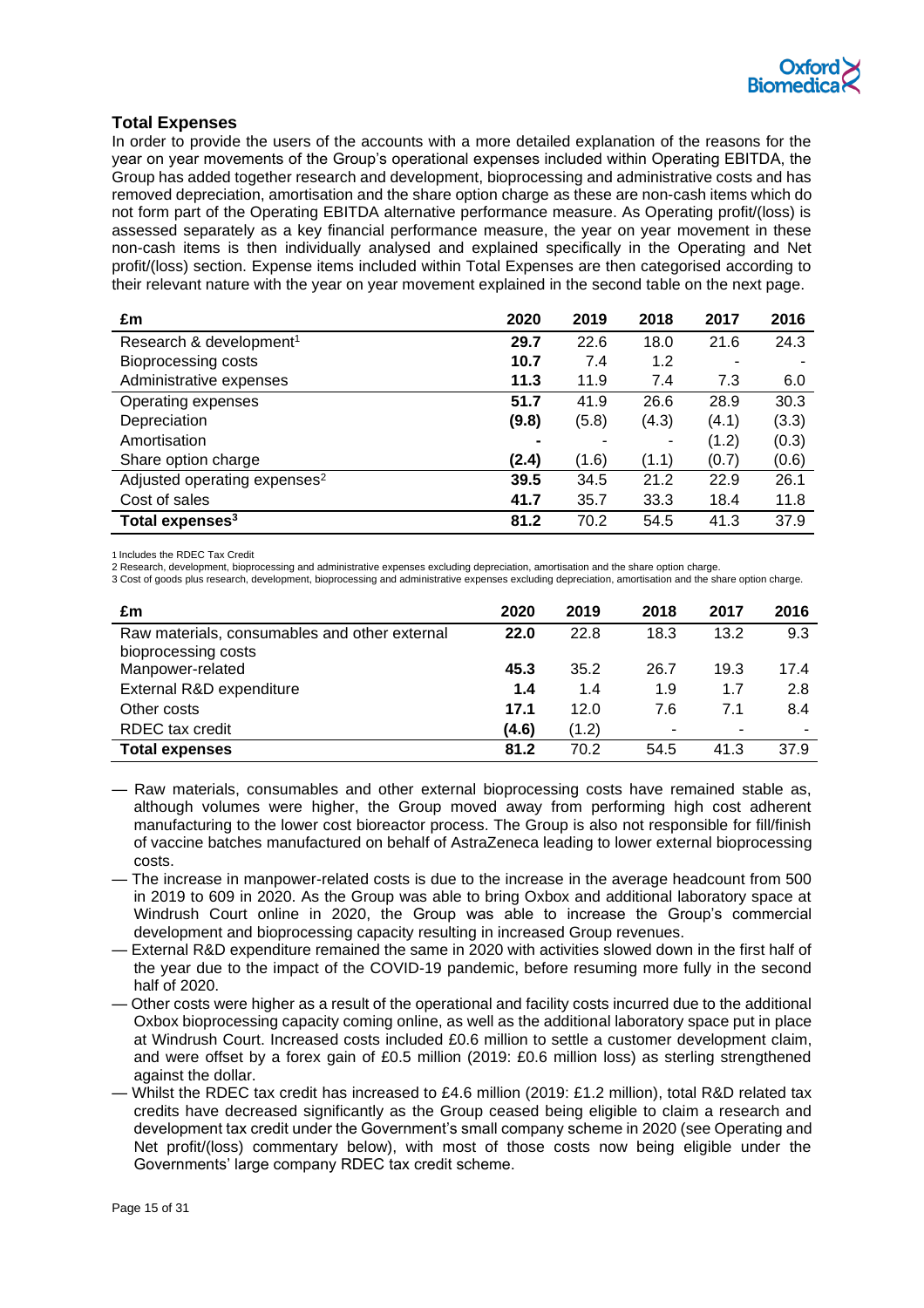## Total Expenses

In order to provide the users of the accounts with a more detailed explanation of the reasons for the year on year movements of the Group's operational expenses included within Operating EBITDA, the Group has added together research and development, bioprocessing and administrative costs and has removed depreciation, amortisation and the share option charge as these are non-cash items which do not form part of the Operating EBITDA alternative performance measure. As Operating profit/(loss) is assessed separately as a key financial performance measure, the year on year movement in these non-cash items is then individually analysed and explained specifically in the Operating and Net profit/(loss) section. Expense items included within Total Expenses are then categorised according to their relevant nature with the year on year movement explained in the second table on the next page.

| £m | 2020 | 2019 | 2018 | 2017 | 2016 |
|---|---|---|---|---|---|
| Research & development[1] | **29.7** | 22.6 | 18.0 | 21.6 | 24.3 |
| Bioprocessing costs | **10.7** | 7.4 | 1.2 | - | - |
| Administrative expenses | **11.3** | 11.9 | 7.4 | 7.3 | 6.0 |
| Operating expenses | **51.7** | 41.9 | 26.6 | 28.9 | 30.3 |
| Depreciation | **(9.8)** | (5.8) | (4.3) | (4.1) | (3.3) |
| Amortisation | **-** | - | - | (1.2) | (0.3) |
| Share option charge | **(2.4)** | (1.6) | (1.1) | (0.7) | (0.6) |
| Adjusted operating expenses[2] | **39.5** | 34.5 | 21.2 | 22.9 | 26.1 |
| Cost of sales | **41.7** | 35.7 | 33.3 | 18.4 | 11.8 |
| **Total expenses[3]** | **81.2** | 70.2 | 54.5 | 41.3 | 37.9 |

1 Includes the RDEC Tax Credit
2 Research, development, bioprocessing and administrative expenses excluding depreciation, amortisation and the share option charge.
3 Cost of goods plus research, development, bioprocessing and administrative expenses excluding depreciation, amortisation and the share option charge.

| £m | 2020 | 2019 | 2018 | 2017 | 2016 |
|---|---|---|---|---|---|
| Raw materials, consumables and other external bioprocessing costs | **22.0** | 22.8 | 18.3 | 13.2 | 9.3 |
| Manpower-related | **45.3** | 35.2 | 26.7 | 19.3 | 17.4 |
| External R&D expenditure | **1.4** | 1.4 | 1.9 | 1.7 | 2.8 |
| Other costs | **17.1** | 12.0 | 7.6 | 7.1 | 8.4 |
| RDEC tax credit | **(4.6)** | (1.2) | - | - | - |
| **Total expenses** | **81.2** | 70.2 | 54.5 | 41.3 | 37.9 |

- Raw materials, consumables and other external bioprocessing costs have remained stable as, although volumes were higher, the Group moved away from performing high cost adherent manufacturing to the lower cost bioreactor process. The Group is also not responsible for fill/finish of vaccine batches manufactured on behalf of AstraZeneca leading to lower external bioprocessing costs.
- The increase in manpower-related costs is due to the increase in the average headcount from 500 in 2019 to 609 in 2020. As the Group was able to bring Oxbox and additional laboratory space at Windrush Court online in 2020, the Group was able to increase the Group's commercial development and bioprocessing capacity resulting in increased Group revenues.
- External R&D expenditure remained the same in 2020 with activities slowed down in the first half of the year due to the impact of the COVID-19 pandemic, before resuming more fully in the second half of 2020.
- Other costs were higher as a result of the operational and facility costs incurred due to the additional Oxbox bioprocessing capacity coming online, as well as the additional laboratory space put in place at Windrush Court. Increased costs included £0.6 million to settle a customer development claim, and were offset by a forex gain of £0.5 million (2019: £0.6 million loss) as sterling strengthened against the dollar.
- Whilst the RDEC tax credit has increased to £4.6 million (2019: £1.2 million), total R&D related tax credits have decreased significantly as the Group ceased being eligible to claim a research and development tax credit under the Government's small company scheme in 2020 (see Operating and Net profit/(loss) commentary below), with most of those costs now being eligible under the Governments' large company RDEC tax credit scheme.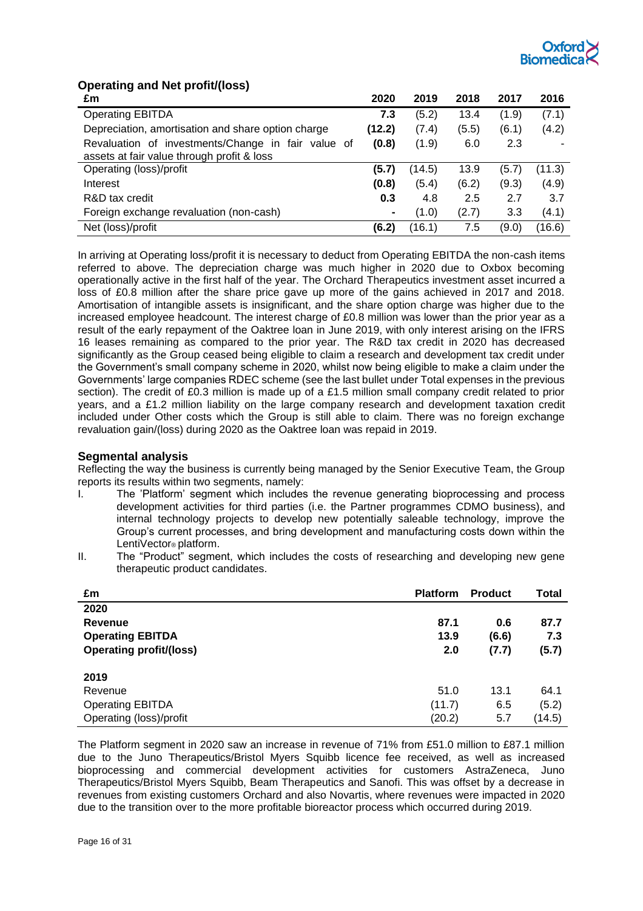## Operating and Net profit/(loss)

| £m | 2020 | 2019 | 2018 | 2017 | 2016 |
|---|---|---|---|---|---|
| Operating EBITDA | **7.3** | (5.2) | 13.4 | (1.9) | (7.1) |
| Depreciation, amortisation and share option charge | **(12.2)** | (7.4) | (5.5) | (6.1) | (4.2) |
| Revaluation of investments/Change in fair value of assets at fair value through profit & loss | **(0.8)** | (1.9) | 6.0 | 2.3 | - |
| Operating (loss)/profit | **(5.7)** | (14.5) | 13.9 | (5.7) | (11.3) |
| Interest | **(0.8)** | (5.4) | (6.2) | (9.3) | (4.9) |
| R&D tax credit | **0.3** | 4.8 | 2.5 | 2.7 | 3.7 |
| Foreign exchange revaluation (non-cash) | **-** | (1.0) | (2.7) | 3.3 | (4.1) |
| Net (loss)/profit | **(6.2)** | (16.1) | 7.5 | (9.0) | (16.6) |

In arriving at Operating loss/profit it is necessary to deduct from Operating EBITDA the non-cash items referred to above. The depreciation charge was much higher in 2020 due to Oxbox becoming operationally active in the first half of the year. The Orchard Therapeutics investment asset incurred a loss of £0.8 million after the share price gave up more of the gains achieved in 2017 and 2018. Amortisation of intangible assets is insignificant, and the share option charge was higher due to the increased employee headcount. The interest charge of £0.8 million was lower than the prior year as a result of the early repayment of the Oaktree loan in June 2019, with only interest arising on the IFRS 16 leases remaining as compared to the prior year. The R&D tax credit in 2020 has decreased significantly as the Group ceased being eligible to claim a research and development tax credit under the Government's small company scheme in 2020, whilst now being eligible to make a claim under the Governments' large companies RDEC scheme (see the last bullet under Total expenses in the previous section). The credit of £0.3 million is made up of a £1.5 million small company credit related to prior years, and a £1.2 million liability on the large company research and development taxation credit included under Other costs which the Group is still able to claim. There was no foreign exchange revaluation gain/(loss) during 2020 as the Oaktree loan was repaid in 2019.

## Segmental analysis

Reflecting the way the business is currently being managed by the Senior Executive Team, the Group reports its results within two segments, namely:

I. The 'Platform' segment which includes the revenue generating bioprocessing and process development activities for third parties (i.e. the Partner programmes CDMO business), and internal technology projects to develop new potentially saleable technology, improve the Group's current processes, and bring development and manufacturing costs down within the LentiVector® platform.

II. The "Product" segment, which includes the costs of researching and developing new gene therapeutic product candidates.

| £m | Platform | Product | Total |
|---|---|---|---|
| **2020** | | | |
| **Revenue** | **87.1** | **0.6** | **87.7** |
| **Operating EBITDA** | **13.9** | **(6.6)** | **7.3** |
| **Operating profit/(loss)** | **2.0** | **(7.7)** | **(5.7)** |
| | | | |
| **2019** | | | |
| Revenue | 51.0 | 13.1 | 64.1 |
| Operating EBITDA | (11.7) | 6.5 | (5.2) |
| Operating (loss)/profit | (20.2) | 5.7 | (14.5) |

The Platform segment in 2020 saw an increase in revenue of 71% from £51.0 million to £87.1 million due to the Juno Therapeutics/Bristol Myers Squibb licence fee received, as well as increased bioprocessing and commercial development activities for customers AstraZeneca, Juno Therapeutics/Bristol Myers Squibb, Beam Therapeutics and Sanofi. This was offset by a decrease in revenues from existing customers Orchard and also Novartis, where revenues were impacted in 2020 due to the transition over to the more profitable bioreactor process which occurred during 2019.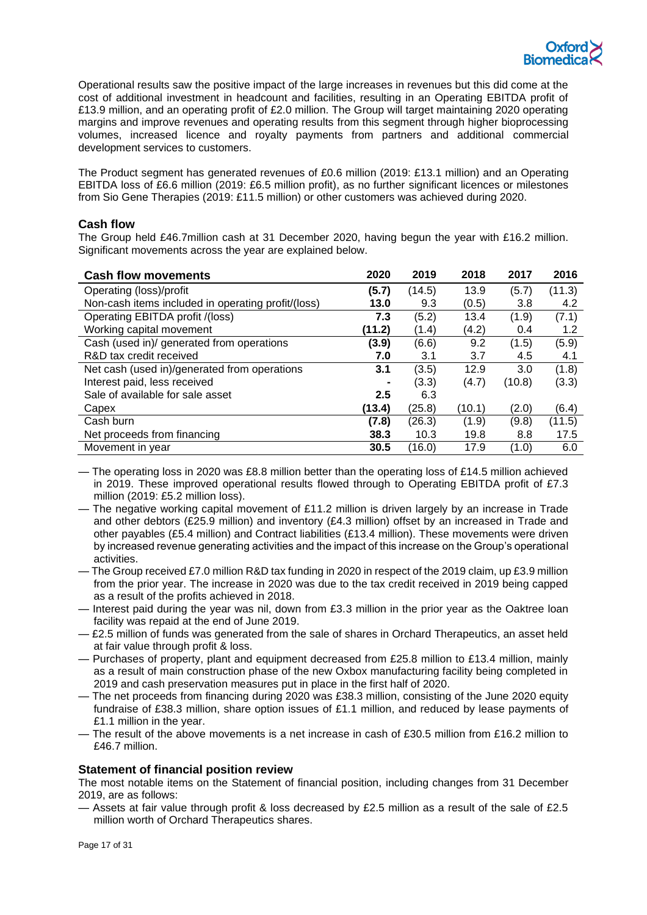Operational results saw the positive impact of the large increases in revenues but this did come at the cost of additional investment in headcount and facilities, resulting in an Operating EBITDA profit of £13.9 million, and an operating profit of £2.0 million. The Group will target maintaining 2020 operating margins and improve revenues and operating results from this segment through higher bioprocessing volumes, increased licence and royalty payments from partners and additional commercial development services to customers.

The Product segment has generated revenues of £0.6 million (2019: £13.1 million) and an Operating EBITDA loss of £6.6 million (2019: £6.5 million profit), as no further significant licences or milestones from Sio Gene Therapies (2019: £11.5 million) or other customers was achieved during 2020.

## Cash flow

The Group held £46.7million cash at 31 December 2020, having begun the year with £16.2 million. Significant movements across the year are explained below.

| Cash flow movements | 2020 | 2019 | 2018 | 2017 | 2016 |
|---|---|---|---|---|---|
| Operating (loss)/profit | **(5.7)** | (14.5) | 13.9 | (5.7) | (11.3) |
| Non-cash items included in operating profit/(loss) | **13.0** | 9.3 | (0.5) | 3.8 | 4.2 |
| Operating EBITDA profit /(loss) | **7.3** | (5.2) | 13.4 | (1.9) | (7.1) |
| Working capital movement | **(11.2)** | (1.4) | (4.2) | 0.4 | 1.2 |
| Cash (used in)/ generated from operations | **(3.9)** | (6.6) | 9.2 | (1.5) | (5.9) |
| R&D tax credit received | **7.0** | 3.1 | 3.7 | 4.5 | 4.1 |
| Net cash (used in)/generated from operations | **3.1** | (3.5) | 12.9 | 3.0 | (1.8) |
| Interest paid, less received | **-** | (3.3) | (4.7) | (10.8) | (3.3) |
| Sale of available for sale asset | **2.5** | 6.3 | | | |
| Capex | **(13.4)** | (25.8) | (10.1) | (2.0) | (6.4) |
| Cash burn | **(7.8)** | (26.3) | (1.9) | (9.8) | (11.5) |
| Net proceeds from financing | **38.3** | 10.3 | 19.8 | 8.8 | 17.5 |
| Movement in year | **30.5** | (16.0) | 17.9 | (1.0) | 6.0 |

- The operating loss in 2020 was £8.8 million better than the operating loss of £14.5 million achieved in 2019. These improved operational results flowed through to Operating EBITDA profit of £7.3 million (2019: £5.2 million loss).
- The negative working capital movement of £11.2 million is driven largely by an increase in Trade and other debtors (£25.9 million) and inventory (£4.3 million) offset by an increased in Trade and other payables (£5.4 million) and Contract liabilities (£13.4 million). These movements were driven by increased revenue generating activities and the impact of this increase on the Group's operational activities.
- The Group received £7.0 million R&D tax funding in 2020 in respect of the 2019 claim, up £3.9 million from the prior year. The increase in 2020 was due to the tax credit received in 2019 being capped as a result of the profits achieved in 2018.
- Interest paid during the year was nil, down from £3.3 million in the prior year as the Oaktree loan facility was repaid at the end of June 2019.
- £2.5 million of funds was generated from the sale of shares in Orchard Therapeutics, an asset held at fair value through profit & loss.
- Purchases of property, plant and equipment decreased from £25.8 million to £13.4 million, mainly as a result of main construction phase of the new Oxbox manufacturing facility being completed in 2019 and cash preservation measures put in place in the first half of 2020.
- The net proceeds from financing during 2020 was £38.3 million, consisting of the June 2020 equity fundraise of £38.3 million, share option issues of £1.1 million, and reduced by lease payments of £1.1 million in the year.
- The result of the above movements is a net increase in cash of £30.5 million from £16.2 million to £46.7 million.

## Statement of financial position review

The most notable items on the Statement of financial position, including changes from 31 December 2019, are as follows:

- Assets at fair value through profit & loss decreased by £2.5 million as a result of the sale of £2.5 million worth of Orchard Therapeutics shares.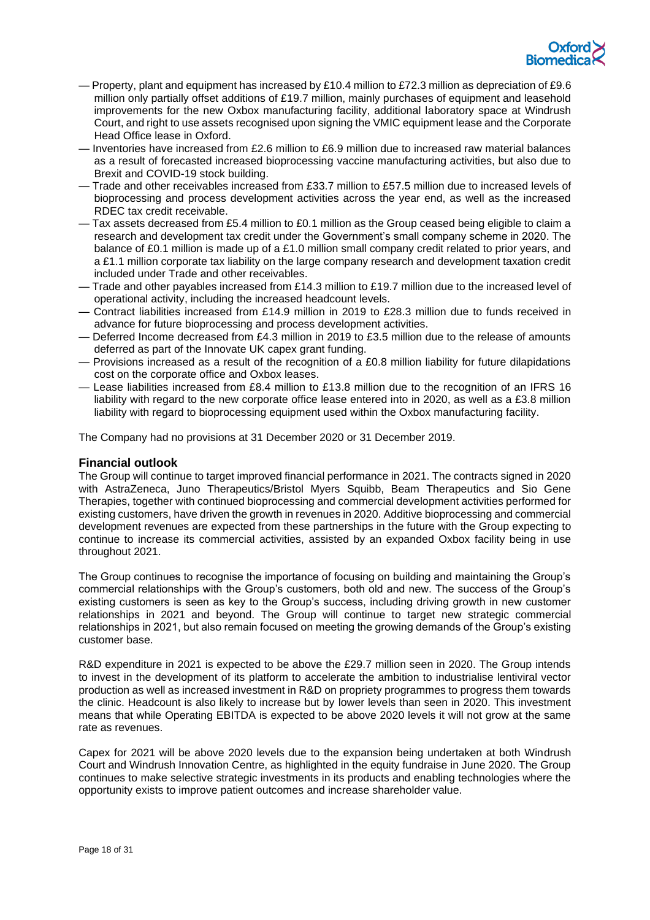- Property, plant and equipment has increased by £10.4 million to £72.3 million as depreciation of £9.6 million only partially offset additions of £19.7 million, mainly purchases of equipment and leasehold improvements for the new Oxbox manufacturing facility, additional laboratory space at Windrush Court, and right to use assets recognised upon signing the VMIC equipment lease and the Corporate Head Office lease in Oxford.
- Inventories have increased from £2.6 million to £6.9 million due to increased raw material balances as a result of forecasted increased bioprocessing vaccine manufacturing activities, but also due to Brexit and COVID-19 stock building.
- Trade and other receivables increased from £33.7 million to £57.5 million due to increased levels of bioprocessing and process development activities across the year end, as well as the increased RDEC tax credit receivable.
- Tax assets decreased from £5.4 million to £0.1 million as the Group ceased being eligible to claim a research and development tax credit under the Government's small company scheme in 2020. The balance of £0.1 million is made up of a £1.0 million small company credit related to prior years, and a £1.1 million corporate tax liability on the large company research and development taxation credit included under Trade and other receivables.
- Trade and other payables increased from £14.3 million to £19.7 million due to the increased level of operational activity, including the increased headcount levels.
- Contract liabilities increased from £14.9 million in 2019 to £28.3 million due to funds received in advance for future bioprocessing and process development activities.
- Deferred Income decreased from £4.3 million in 2019 to £3.5 million due to the release of amounts deferred as part of the Innovate UK capex grant funding.
- Provisions increased as a result of the recognition of a £0.8 million liability for future dilapidations cost on the corporate office and Oxbox leases.
- Lease liabilities increased from £8.4 million to £13.8 million due to the recognition of an IFRS 16 liability with regard to the new corporate office lease entered into in 2020, as well as a £3.8 million liability with regard to bioprocessing equipment used within the Oxbox manufacturing facility.

The Company had no provisions at 31 December 2020 or 31 December 2019.

## Financial outlook

The Group will continue to target improved financial performance in 2021. The contracts signed in 2020 with AstraZeneca, Juno Therapeutics/Bristol Myers Squibb, Beam Therapeutics and Sio Gene Therapies, together with continued bioprocessing and commercial development activities performed for existing customers, have driven the growth in revenues in 2020. Additive bioprocessing and commercial development revenues are expected from these partnerships in the future with the Group expecting to continue to increase its commercial activities, assisted by an expanded Oxbox facility being in use throughout 2021.

The Group continues to recognise the importance of focusing on building and maintaining the Group's commercial relationships with the Group's customers, both old and new. The success of the Group's existing customers is seen as key to the Group's success, including driving growth in new customer relationships in 2021 and beyond. The Group will continue to target new strategic commercial relationships in 2021, but also remain focused on meeting the growing demands of the Group's existing customer base.

R&D expenditure in 2021 is expected to be above the £29.7 million seen in 2020. The Group intends to invest in the development of its platform to accelerate the ambition to industrialise lentiviral vector production as well as increased investment in R&D on propriety programmes to progress them towards the clinic. Headcount is also likely to increase but by lower levels than seen in 2020. This investment means that while Operating EBITDA is expected to be above 2020 levels it will not grow at the same rate as revenues.

Capex for 2021 will be above 2020 levels due to the expansion being undertaken at both Windrush Court and Windrush Innovation Centre, as highlighted in the equity fundraise in June 2020. The Group continues to make selective strategic investments in its products and enabling technologies where the opportunity exists to improve patient outcomes and increase shareholder value.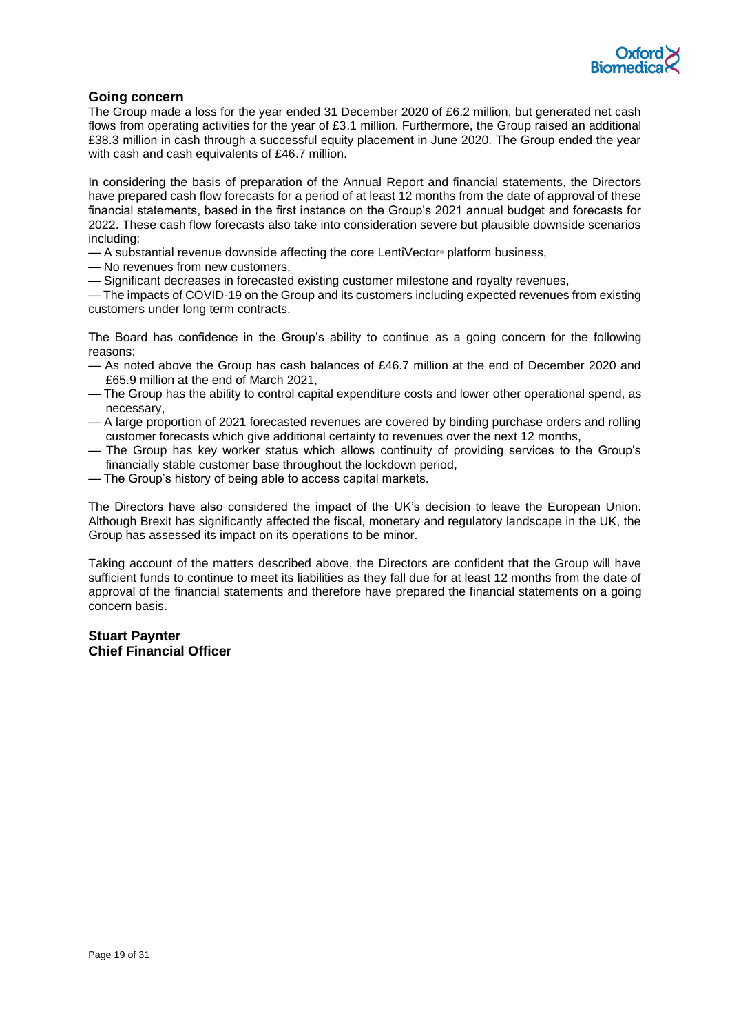## Going concern

The Group made a loss for the year ended 31 December 2020 of £6.2 million, but generated net cash flows from operating activities for the year of £3.1 million. Furthermore, the Group raised an additional £38.3 million in cash through a successful equity placement in June 2020. The Group ended the year with cash and cash equivalents of £46.7 million.

In considering the basis of preparation of the Annual Report and financial statements, the Directors have prepared cash flow forecasts for a period of at least 12 months from the date of approval of these financial statements, based in the first instance on the Group's 2021 annual budget and forecasts for 2022. These cash flow forecasts also take into consideration severe but plausible downside scenarios including:

— A substantial revenue downside affecting the core LentiVector® platform business,
— No revenues from new customers,
— Significant decreases in forecasted existing customer milestone and royalty revenues,
— The impacts of COVID-19 on the Group and its customers including expected revenues from existing customers under long term contracts.

The Board has confidence in the Group's ability to continue as a going concern for the following reasons:

— As noted above the Group has cash balances of £46.7 million at the end of December 2020 and £65.9 million at the end of March 2021,
— The Group has the ability to control capital expenditure costs and lower other operational spend, as necessary,
— A large proportion of 2021 forecasted revenues are covered by binding purchase orders and rolling customer forecasts which give additional certainty to revenues over the next 12 months,
— The Group has key worker status which allows continuity of providing services to the Group's financially stable customer base throughout the lockdown period,
— The Group's history of being able to access capital markets.

The Directors have also considered the impact of the UK's decision to leave the European Union. Although Brexit has significantly affected the fiscal, monetary and regulatory landscape in the UK, the Group has assessed its impact on its operations to be minor.

Taking account of the matters described above, the Directors are confident that the Group will have sufficient funds to continue to meet its liabilities as they fall due for at least 12 months from the date of approval of the financial statements and therefore have prepared the financial statements on a going concern basis.

**Stuart Paynter**
**Chief Financial Officer**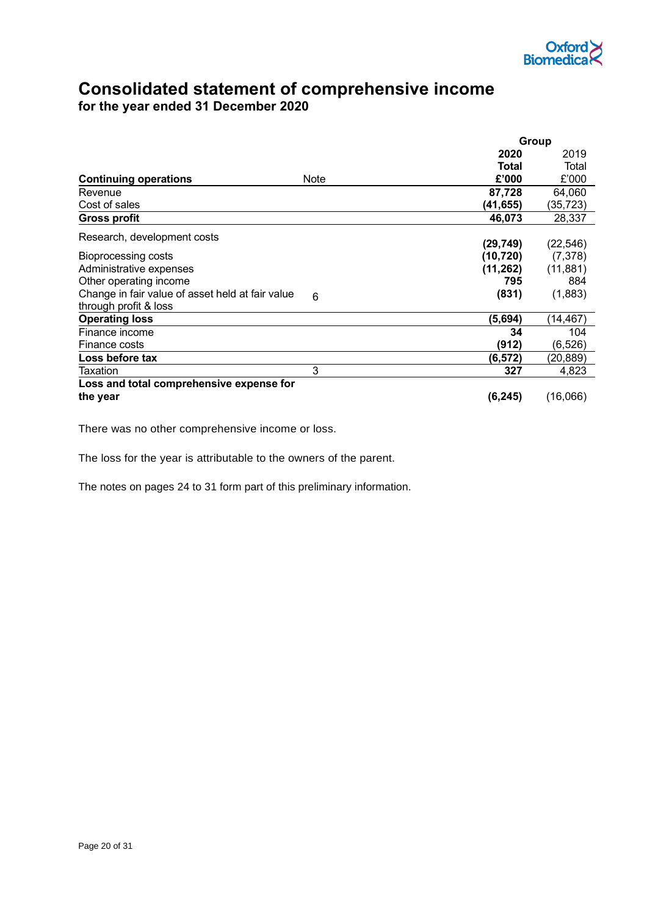# Consolidated statement of comprehensive income

## for the year ended 31 December 2020

| | | Group | |
|---|---|---|---|
| | | **2020** | 2019 |
| | | **Total** | Total |
| **Continuing operations** | Note | **£'000** | £'000 |
| Revenue | | **87,728** | 64,060 |
| Cost of sales | | **(41,655)** | (35,723) |
| **Gross profit** | | **46,073** | 28,337 |
| Research, development costs | | **(29,749)** | (22,546) |
| Bioprocessing costs | | **(10,720)** | (7,378) |
| Administrative expenses | | **(11,262)** | (11,881) |
| Other operating income | | **795** | 884 |
| Change in fair value of asset held at fair value through profit & loss | 6 | **(831)** | (1,883) |
| **Operating loss** | | **(5,694)** | (14,467) |
| Finance income | | **34** | 104 |
| Finance costs | | **(912)** | (6,526) |
| **Loss before tax** | | **(6,572)** | (20,889) |
| Taxation | 3 | **327** | 4,823 |
| **Loss and total comprehensive expense for the year** | | **(6,245)** | (16,066) |

There was no other comprehensive income or loss.

The loss for the year is attributable to the owners of the parent.

The notes on pages 24 to 31 form part of this preliminary information.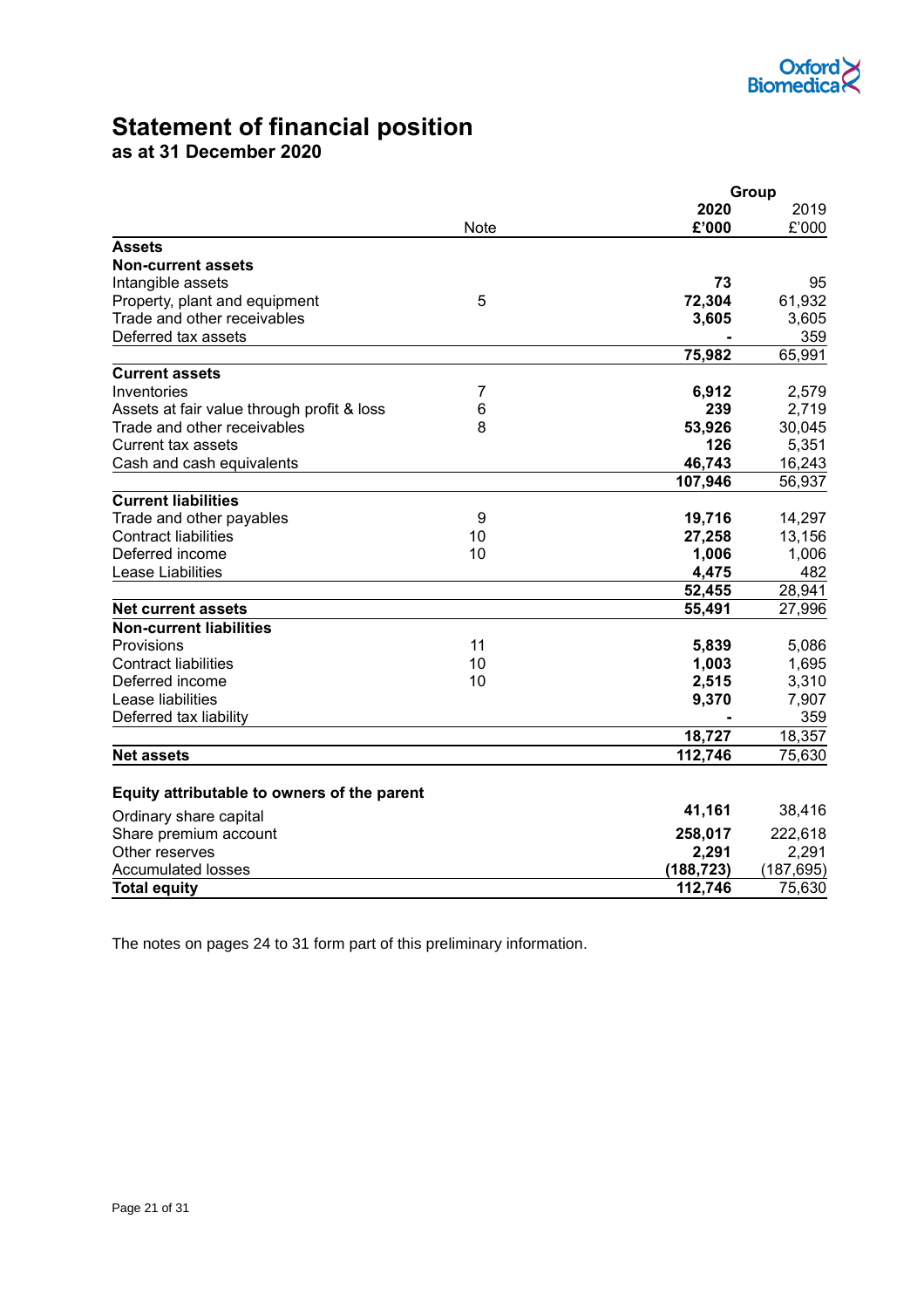# Statement of financial position

## as at 31 December 2020

| | Note | Group 2020 £'000 | Group 2019 £'000 |
|---|---|---|---|
| **Assets** | | | |
| **Non-current assets** | | | |
| Intangible assets | | **73** | 95 |
| Property, plant and equipment | 5 | **72,304** | 61,932 |
| Trade and other receivables | | **3,605** | 3,605 |
| Deferred tax assets | | **-** | 359 |
| | | **75,982** | 65,991 |
| **Current assets** | | | |
| Inventories | 7 | **6,912** | 2,579 |
| Assets at fair value through profit & loss | 6 | **239** | 2,719 |
| Trade and other receivables | 8 | **53,926** | 30,045 |
| Current tax assets | | **126** | 5,351 |
| Cash and cash equivalents | | **46,743** | 16,243 |
| | | **107,946** | 56,937 |
| **Current liabilities** | | | |
| Trade and other payables | 9 | **19,716** | 14,297 |
| Contract liabilities | 10 | **27,258** | 13,156 |
| Deferred income | 10 | **1,006** | 1,006 |
| Lease Liabilities | | **4,475** | 482 |
| | | **52,455** | 28,941 |
| **Net current assets** | | **55,491** | 27,996 |
| **Non-current liabilities** | | | |
| Provisions | 11 | **5,839** | 5,086 |
| Contract liabilities | 10 | **1,003** | 1,695 |
| Deferred income | 10 | **2,515** | 3,310 |
| Lease liabilities | | **9,370** | 7,907 |
| Deferred tax liability | | **-** | 359 |
| | | **18,727** | 18,357 |
| **Net assets** | | **112,746** | 75,630 |
| | | | |
| **Equity attributable to owners of the parent** | | | |
| Ordinary share capital | | **41,161** | 38,416 |
| Share premium account | | **258,017** | 222,618 |
| Other reserves | | **2,291** | 2,291 |
| Accumulated losses | | **(188,723)** | (187,695) |
| **Total equity** | | **112,746** | 75,630 |

The notes on pages 24 to 31 form part of this preliminary information.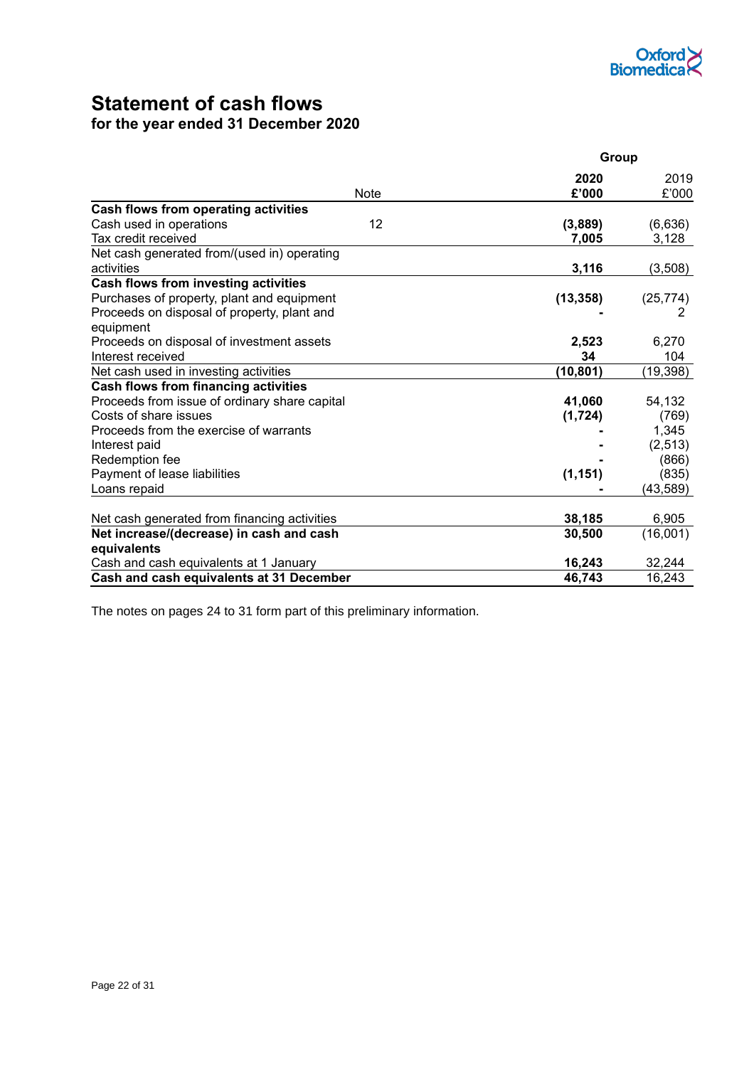# Statement of cash flows

## for the year ended 31 December 2020

| | Note | Group 2020 £'000 | Group 2019 £'000 |
|---|---|---|---|
| **Cash flows from operating activities** | | | |
| Cash used in operations | 12 | **(3,889)** | (6,636) |
| Tax credit received | | **7,005** | 3,128 |
| Net cash generated from/(used in) operating activities | | **3,116** | (3,508) |
| **Cash flows from investing activities** | | | |
| Purchases of property, plant and equipment | | **(13,358)** | (25,774) |
| Proceeds on disposal of property, plant and equipment | | **-** | 2 |
| Proceeds on disposal of investment assets | | **2,523** | 6,270 |
| Interest received | | **34** | 104 |
| Net cash used in investing activities | | **(10,801)** | (19,398) |
| **Cash flows from financing activities** | | | |
| Proceeds from issue of ordinary share capital | | **41,060** | 54,132 |
| Costs of share issues | | **(1,724)** | (769) |
| Proceeds from the exercise of warrants | | **-** | 1,345 |
| Interest paid | | **-** | (2,513) |
| Redemption fee | | **-** | (866) |
| Payment of lease liabilities | | **(1,151)** | (835) |
| Loans repaid | | **-** | (43,589) |
| Net cash generated from financing activities | | **38,185** | 6,905 |
| **Net increase/(decrease) in cash and cash equivalents** | | **30,500** | (16,001) |
| Cash and cash equivalents at 1 January | | **16,243** | 32,244 |
| **Cash and cash equivalents at 31 December** | | **46,743** | 16,243 |

The notes on pages 24 to 31 form part of this preliminary information.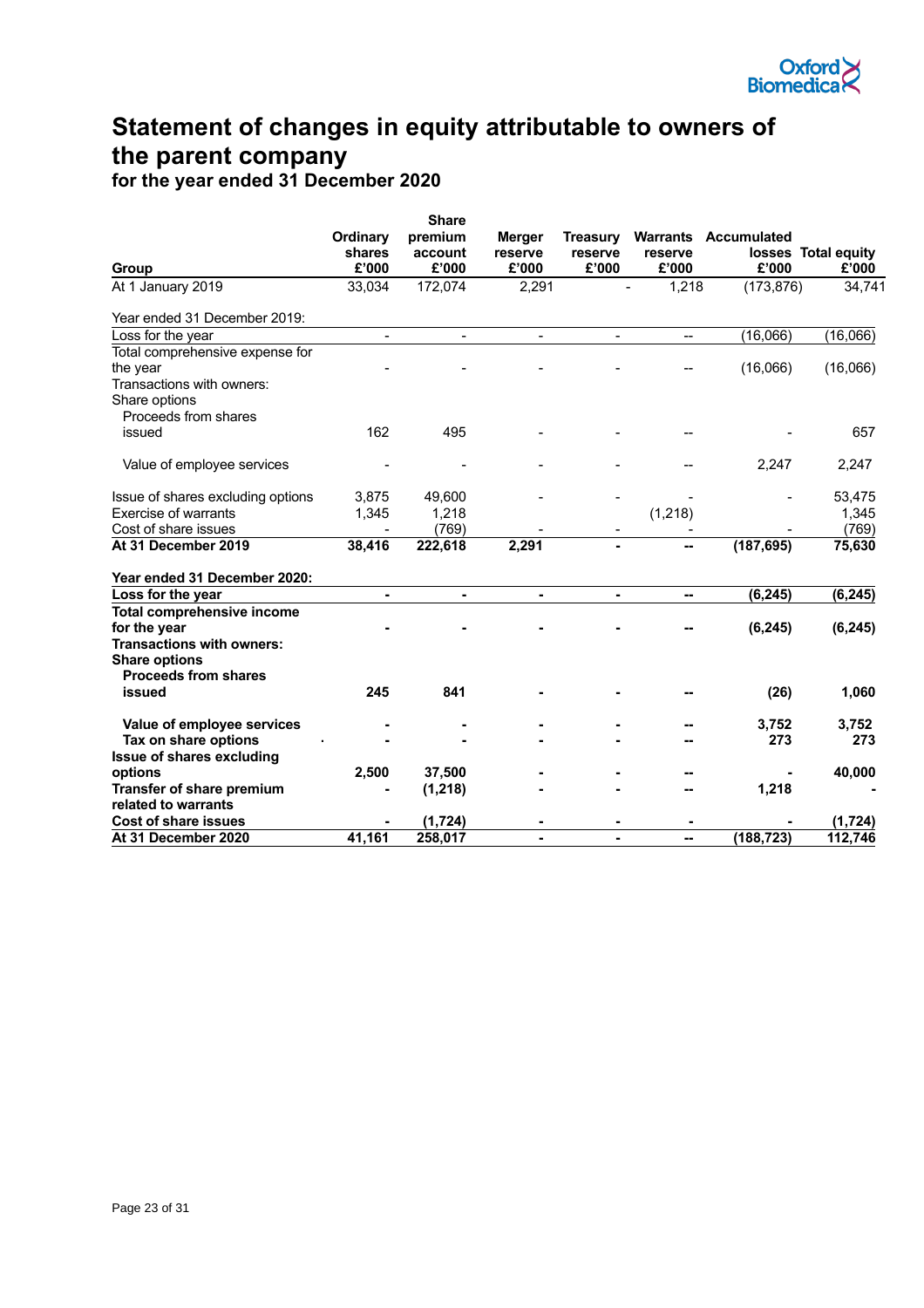# Statement of changes in equity attributable to owners of the parent company

## for the year ended 31 December 2020

| Group | Ordinary shares £'000 | Share premium account £'000 | Merger reserve £'000 | Treasury reserve £'000 | Warrants reserve £'000 | Accumulated losses £'000 | Total equity £'000 |
|---|---|---|---|---|---|---|---|
| At 1 January 2019 | 33,034 | 172,074 | 2,291 | - | 1,218 | (173,876) | 34,741 |
| Year ended 31 December 2019: | | | | | | | |
| Loss for the year | - | - | - | - | -- | (16,066) | (16,066) |
| Total comprehensive expense for the year | - | - | - | - | -- | (16,066) | (16,066) |
| Transactions with owners: | | | | | | | |
| Share options | | | | | | | |
| Proceeds from shares issued | 162 | 495 | - | - | -- | - | 657 |
| Value of employee services | - | - | - | - | -- | 2,247 | 2,247 |
| Issue of shares excluding options | 3,875 | 49,600 | - | - | - | - | 53,475 |
| Exercise of warrants | 1,345 | 1,218 | | | (1,218) | | 1,345 |
| Cost of share issues | - | (769) | - | - | - | - | (769) |
| **At 31 December 2019** | **38,416** | **222,618** | **2,291** | **-** | **--** | **(187,695)** | **75,630** |
| **Year ended 31 December 2020:** | | | | | | | |
| **Loss for the year** | **-** | **-** | **-** | **-** | **--** | **(6,245)** | **(6,245)** |
| **Total comprehensive income for the year** | **-** | **-** | **-** | **-** | **--** | **(6,245)** | **(6,245)** |
| **Transactions with owners:** | | | | | | | |
| **Share options** | | | | | | | |
| **Proceeds from shares issued** | **245** | **841** | **-** | **-** | **--** | **(26)** | **1,060** |
| **Value of employee services** | **-** | **-** | **-** | **-** | **--** | **3,752** | **3,752** |
| **Tax on share options** | **-** | **-** | **-** | **-** | **--** | **273** | **273** |
| **Issue of shares excluding options** | **2,500** | **37,500** | **-** | **-** | **--** | **-** | **40,000** |
| **Transfer of share premium related to warrants** | **-** | **(1,218)** | **-** | **-** | **--** | **1,218** | **-** |
| **Cost of share issues** | **-** | **(1,724)** | **-** | **-** | **-** | **-** | **(1,724)** |
| **At 31 December 2020** | **41,161** | **258,017** | **-** | **-** | **--** | **(188,723)** | **112,746** |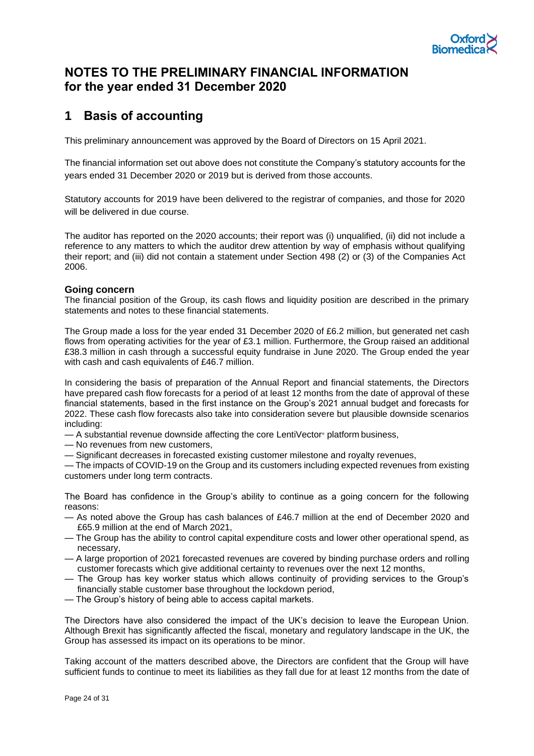# NOTES TO THE PRELIMINARY FINANCIAL INFORMATION for the year ended 31 December 2020

## 1 Basis of accounting

This preliminary announcement was approved by the Board of Directors on 15 April 2021.

The financial information set out above does not constitute the Company's statutory accounts for the years ended 31 December 2020 or 2019 but is derived from those accounts.

Statutory accounts for 2019 have been delivered to the registrar of companies, and those for 2020 will be delivered in due course.

The auditor has reported on the 2020 accounts; their report was (i) unqualified, (ii) did not include a reference to any matters to which the auditor drew attention by way of emphasis without qualifying their report; and (iii) did not contain a statement under Section 498 (2) or (3) of the Companies Act 2006.

### Going concern

The financial position of the Group, its cash flows and liquidity position are described in the primary statements and notes to these financial statements.

The Group made a loss for the year ended 31 December 2020 of £6.2 million, but generated net cash flows from operating activities for the year of £3.1 million. Furthermore, the Group raised an additional £38.3 million in cash through a successful equity fundraise in June 2020. The Group ended the year with cash and cash equivalents of £46.7 million.

In considering the basis of preparation of the Annual Report and financial statements, the Directors have prepared cash flow forecasts for a period of at least 12 months from the date of approval of these financial statements, based in the first instance on the Group's 2021 annual budget and forecasts for 2022. These cash flow forecasts also take into consideration severe but plausible downside scenarios including:

— A substantial revenue downside affecting the core LentiVector® platform business,
— No revenues from new customers,
— Significant decreases in forecasted existing customer milestone and royalty revenues,
— The impacts of COVID-19 on the Group and its customers including expected revenues from existing customers under long term contracts.

The Board has confidence in the Group's ability to continue as a going concern for the following reasons:

— As noted above the Group has cash balances of £46.7 million at the end of December 2020 and £65.9 million at the end of March 2021,
— The Group has the ability to control capital expenditure costs and lower other operational spend, as necessary,
— A large proportion of 2021 forecasted revenues are covered by binding purchase orders and rolling customer forecasts which give additional certainty to revenues over the next 12 months,
— The Group has key worker status which allows continuity of providing services to the Group's financially stable customer base throughout the lockdown period,
— The Group's history of being able to access capital markets.

The Directors have also considered the impact of the UK's decision to leave the European Union. Although Brexit has significantly affected the fiscal, monetary and regulatory landscape in the UK, the Group has assessed its impact on its operations to be minor.

Taking account of the matters described above, the Directors are confident that the Group will have sufficient funds to continue to meet its liabilities as they fall due for at least 12 months from the date of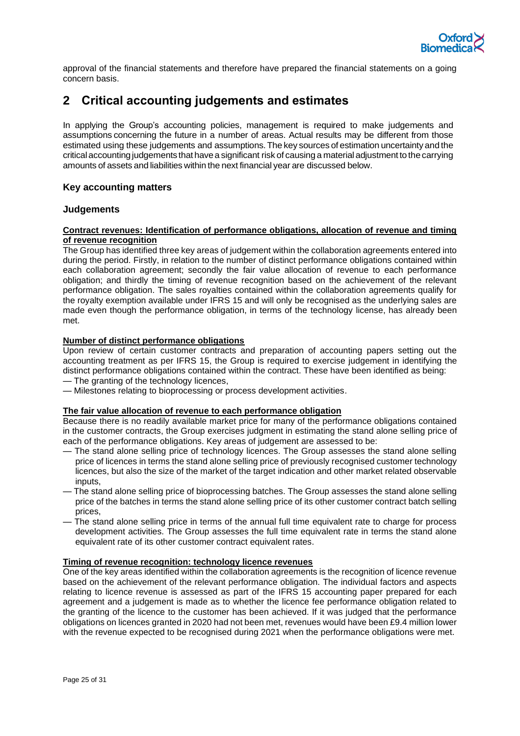approval of the financial statements and therefore have prepared the financial statements on a going concern basis.

## 2 Critical accounting judgements and estimates

In applying the Group's accounting policies, management is required to make judgements and assumptions concerning the future in a number of areas. Actual results may be different from those estimated using these judgements and assumptions. The key sources of estimation uncertainty and the critical accounting judgements that have a significant risk of causing a material adjustment to the carrying amounts of assets and liabilities within the next financial year are discussed below.

### Key accounting matters

### Judgements

**Contract revenues: Identification of performance obligations, allocation of revenue and timing of revenue recognition**

The Group has identified three key areas of judgement within the collaboration agreements entered into during the period. Firstly, in relation to the number of distinct performance obligations contained within each collaboration agreement; secondly the fair value allocation of revenue to each performance obligation; and thirdly the timing of revenue recognition based on the achievement of the relevant performance obligation. The sales royalties contained within the collaboration agreements qualify for the royalty exemption available under IFRS 15 and will only be recognised as the underlying sales are made even though the performance obligation, in terms of the technology license, has already been met.

**Number of distinct performance obligations**

Upon review of certain customer contracts and preparation of accounting papers setting out the accounting treatment as per IFRS 15, the Group is required to exercise judgement in identifying the distinct performance obligations contained within the contract. These have been identified as being:

- — The granting of the technology licences,
- — Milestones relating to bioprocessing or process development activities.

**The fair value allocation of revenue to each performance obligation**

Because there is no readily available market price for many of the performance obligations contained in the customer contracts, the Group exercises judgment in estimating the stand alone selling price of each of the performance obligations. Key areas of judgement are assessed to be:

- — The stand alone selling price of technology licences. The Group assesses the stand alone selling price of licences in terms the stand alone selling price of previously recognised customer technology licences, but also the size of the market of the target indication and other market related observable inputs,
- — The stand alone selling price of bioprocessing batches. The Group assesses the stand alone selling price of the batches in terms the stand alone selling price of its other customer contract batch selling prices,
- — The stand alone selling price in terms of the annual full time equivalent rate to charge for process development activities. The Group assesses the full time equivalent rate in terms the stand alone equivalent rate of its other customer contract equivalent rates.

**Timing of revenue recognition: technology licence revenues**

One of the key areas identified within the collaboration agreements is the recognition of licence revenue based on the achievement of the relevant performance obligation. The individual factors and aspects relating to licence revenue is assessed as part of the IFRS 15 accounting paper prepared for each agreement and a judgement is made as to whether the licence fee performance obligation related to the granting of the licence to the customer has been achieved. If it was judged that the performance obligations on licences granted in 2020 had not been met, revenues would have been £9.4 million lower with the revenue expected to be recognised during 2021 when the performance obligations were met.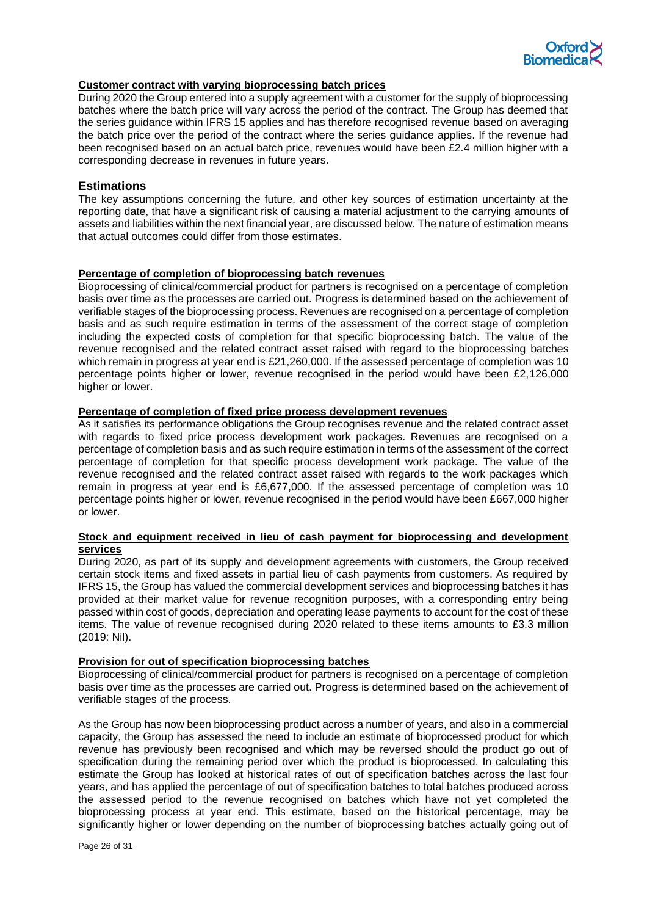**Customer contract with varying bioprocessing batch prices**

During 2020 the Group entered into a supply agreement with a customer for the supply of bioprocessing batches where the batch price will vary across the period of the contract. The Group has deemed that the series guidance within IFRS 15 applies and has therefore recognised revenue based on averaging the batch price over the period of the contract where the series guidance applies. If the revenue had been recognised based on an actual batch price, revenues would have been £2.4 million higher with a corresponding decrease in revenues in future years.

## Estimations

The key assumptions concerning the future, and other key sources of estimation uncertainty at the reporting date, that have a significant risk of causing a material adjustment to the carrying amounts of assets and liabilities within the next financial year, are discussed below. The nature of estimation means that actual outcomes could differ from those estimates.

**Percentage of completion of bioprocessing batch revenues**

Bioprocessing of clinical/commercial product for partners is recognised on a percentage of completion basis over time as the processes are carried out. Progress is determined based on the achievement of verifiable stages of the bioprocessing process. Revenues are recognised on a percentage of completion basis and as such require estimation in terms of the assessment of the correct stage of completion including the expected costs of completion for that specific bioprocessing batch. The value of the revenue recognised and the related contract asset raised with regard to the bioprocessing batches which remain in progress at year end is £21,260,000. If the assessed percentage of completion was 10 percentage points higher or lower, revenue recognised in the period would have been £2,126,000 higher or lower.

**Percentage of completion of fixed price process development revenues**

As it satisfies its performance obligations the Group recognises revenue and the related contract asset with regards to fixed price process development work packages. Revenues are recognised on a percentage of completion basis and as such require estimation in terms of the assessment of the correct percentage of completion for that specific process development work package. The value of the revenue recognised and the related contract asset raised with regards to the work packages which remain in progress at year end is £6,677,000. If the assessed percentage of completion was 10 percentage points higher or lower, revenue recognised in the period would have been £667,000 higher or lower.

**Stock and equipment received in lieu of cash payment for bioprocessing and development services**

During 2020, as part of its supply and development agreements with customers, the Group received certain stock items and fixed assets in partial lieu of cash payments from customers. As required by IFRS 15, the Group has valued the commercial development services and bioprocessing batches it has provided at their market value for revenue recognition purposes, with a corresponding entry being passed within cost of goods, depreciation and operating lease payments to account for the cost of these items. The value of revenue recognised during 2020 related to these items amounts to £3.3 million (2019: Nil).

**Provision for out of specification bioprocessing batches**

Bioprocessing of clinical/commercial product for partners is recognised on a percentage of completion basis over time as the processes are carried out. Progress is determined based on the achievement of verifiable stages of the process.

As the Group has now been bioprocessing product across a number of years, and also in a commercial capacity, the Group has assessed the need to include an estimate of bioprocessed product for which revenue has previously been recognised and which may be reversed should the product go out of specification during the remaining period over which the product is bioprocessed. In calculating this estimate the Group has looked at historical rates of out of specification batches across the last four years, and has applied the percentage of out of specification batches to total batches produced across the assessed period to the revenue recognised on batches which have not yet completed the bioprocessing process at year end. This estimate, based on the historical percentage, may be significantly higher or lower depending on the number of bioprocessing batches actually going out of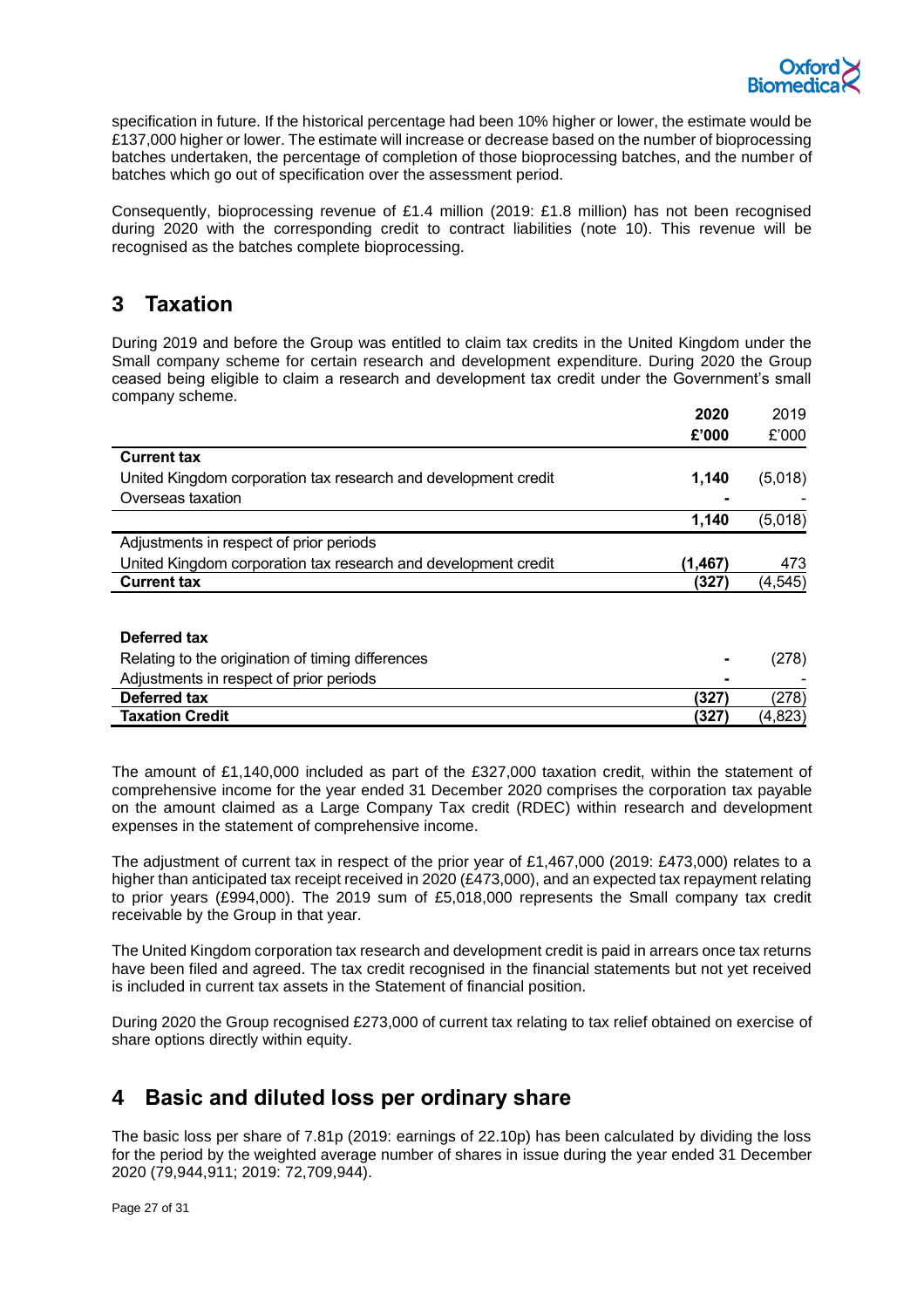specification in future. If the historical percentage had been 10% higher or lower, the estimate would be £137,000 higher or lower. The estimate will increase or decrease based on the number of bioprocessing batches undertaken, the percentage of completion of those bioprocessing batches, and the number of batches which go out of specification over the assessment period.

Consequently, bioprocessing revenue of £1.4 million (2019: £1.8 million) has not been recognised during 2020 with the corresponding credit to contract liabilities (note 10). This revenue will be recognised as the batches complete bioprocessing.

## 3 Taxation

During 2019 and before the Group was entitled to claim tax credits in the United Kingdom under the Small company scheme for certain research and development expenditure. During 2020 the Group ceased being eligible to claim a research and development tax credit under the Government's small company scheme.

| | **2020** | 2019 |
|---|---|---|
| | **£'000** | £'000 |
| **Current tax** | | |
| United Kingdom corporation tax research and development credit | **1,140** | (5,018) |
| Overseas taxation | **-** | - |
| | **1,140** | (5,018) |
| Adjustments in respect of prior periods | | |
| United Kingdom corporation tax research and development credit | **(1,467)** | 473 |
| **Current tax** | **(327)** | (4,545) |
| | | |
| **Deferred tax** | | |
| Relating to the origination of timing differences | **-** | (278) |
| Adjustments in respect of prior periods | **-** | - |
| **Deferred tax** | **(327)** | (278) |
| **Taxation Credit** | **(327)** | (4,823) |

The amount of £1,140,000 included as part of the £327,000 taxation credit, within the statement of comprehensive income for the year ended 31 December 2020 comprises the corporation tax payable on the amount claimed as a Large Company Tax credit (RDEC) within research and development expenses in the statement of comprehensive income.

The adjustment of current tax in respect of the prior year of £1,467,000 (2019: £473,000) relates to a higher than anticipated tax receipt received in 2020 (£473,000), and an expected tax repayment relating to prior years (£994,000). The 2019 sum of £5,018,000 represents the Small company tax credit receivable by the Group in that year.

The United Kingdom corporation tax research and development credit is paid in arrears once tax returns have been filed and agreed. The tax credit recognised in the financial statements but not yet received is included in current tax assets in the Statement of financial position.

During 2020 the Group recognised £273,000 of current tax relating to tax relief obtained on exercise of share options directly within equity.

## 4 Basic and diluted loss per ordinary share

The basic loss per share of 7.81p (2019: earnings of 22.10p) has been calculated by dividing the loss for the period by the weighted average number of shares in issue during the year ended 31 December 2020 (79,944,911; 2019: 72,709,944).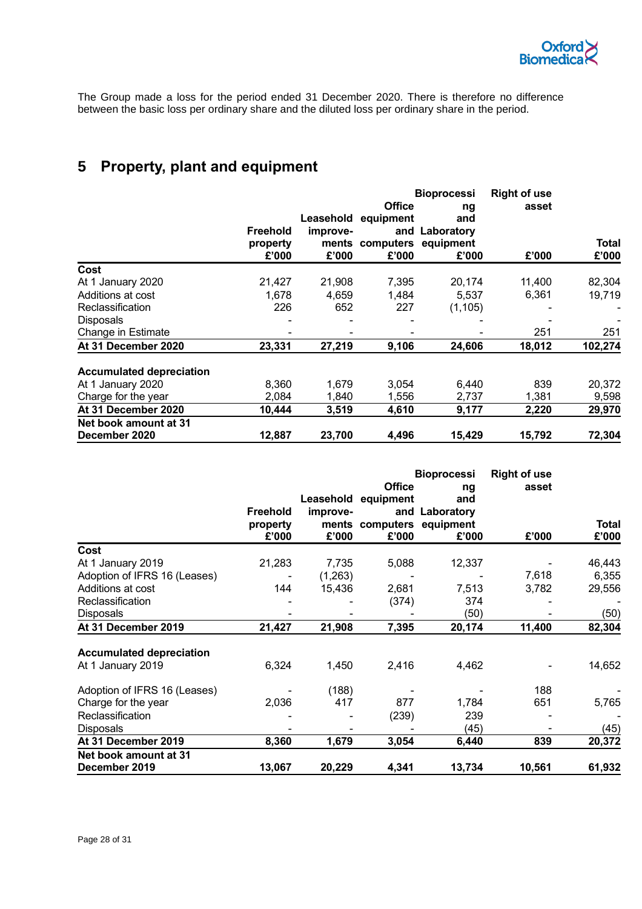The Group made a loss for the period ended 31 December 2020. There is therefore no difference between the basic loss per ordinary share and the diluted loss per ordinary share in the period.

## 5 Property, plant and equipment

| | Freehold property £'000 | Leasehold improve-ments £'000 | Office equipment and computers £'000 | Bioprocessing and Laboratory equipment £'000 | Right of use asset £'000 | Total £'000 |
|---|---|---|---|---|---|---|
| **Cost** | | | | | | |
| At 1 January 2020 | 21,427 | 21,908 | 7,395 | 20,174 | 11,400 | 82,304 |
| Additions at cost | 1,678 | 4,659 | 1,484 | 5,537 | 6,361 | 19,719 |
| Reclassification | 226 | 652 | 227 | (1,105) | - | - |
| Disposals | - | - | - | - | - | - |
| Change in Estimate | - | - | - | - | 251 | 251 |
| **At 31 December 2020** | **23,331** | **27,219** | **9,106** | **24,606** | **18,012** | **102,274** |
| **Accumulated depreciation** | | | | | | |
| At 1 January 2020 | 8,360 | 1,679 | 3,054 | 6,440 | 839 | 20,372 |
| Charge for the year | 2,084 | 1,840 | 1,556 | 2,737 | 1,381 | 9,598 |
| **At 31 December 2020** | **10,444** | **3,519** | **4,610** | **9,177** | **2,220** | **29,970** |
| **Net book amount at 31 December 2020** | **12,887** | **23,700** | **4,496** | **15,429** | **15,792** | **72,304** |

| | Freehold property £'000 | Leasehold improve-ments £'000 | Office equipment and computers £'000 | Bioprocessing and Laboratory equipment £'000 | Right of use asset £'000 | Total £'000 |
|---|---|---|---|---|---|---|
| **Cost** | | | | | | |
| At 1 January 2019 | 21,283 | 7,735 | 5,088 | 12,337 | - | 46,443 |
| Adoption of IFRS 16 (Leases) | - | (1,263) | - | - | 7,618 | 6,355 |
| Additions at cost | 144 | 15,436 | 2,681 | 7,513 | 3,782 | 29,556 |
| Reclassification | - | - | (374) | 374 | - | - |
| Disposals | - | - | - | (50) | - | (50) |
| **At 31 December 2019** | **21,427** | **21,908** | **7,395** | **20,174** | **11,400** | **82,304** |
| **Accumulated depreciation** | | | | | | |
| At 1 January 2019 | 6,324 | 1,450 | 2,416 | 4,462 | - | 14,652 |
| Adoption of IFRS 16 (Leases) | - | (188) | - | - | 188 | - |
| Charge for the year | 2,036 | 417 | 877 | 1,784 | 651 | 5,765 |
| Reclassification | - | - | (239) | 239 | - | - |
| Disposals | - | - | - | (45) | - | (45) |
| **At 31 December 2019** | **8,360** | **1,679** | **3,054** | **6,440** | **839** | **20,372** |
| **Net book amount at 31 December 2019** | **13,067** | **20,229** | **4,341** | **13,734** | **10,561** | **61,932** |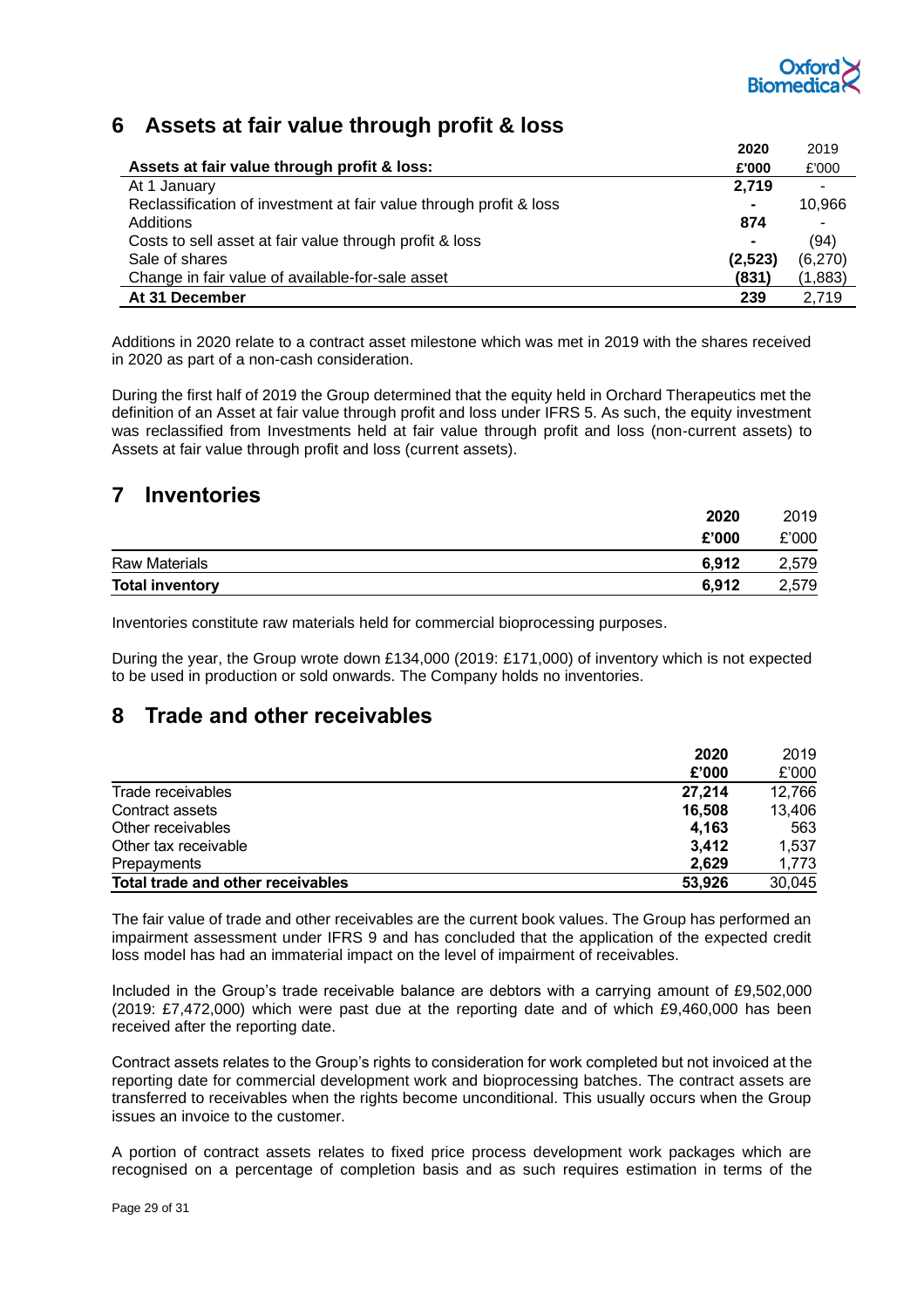## 6 Assets at fair value through profit & loss

| Assets at fair value through profit & loss: | 2020 £'000 | 2019 £'000 |
|---|---|---|
| At 1 January | **2,719** | - |
| Reclassification of investment at fair value through profit & loss | **-** | 10,966 |
| Additions | **874** | - |
| Costs to sell asset at fair value through profit & loss | **-** | (94) |
| Sale of shares | **(2,523)** | (6,270) |
| Change in fair value of available-for-sale asset | **(831)** | (1,883) |
| **At 31 December** | **239** | 2,719 |

Additions in 2020 relate to a contract asset milestone which was met in 2019 with the shares received in 2020 as part of a non-cash consideration.

During the first half of 2019 the Group determined that the equity held in Orchard Therapeutics met the definition of an Asset at fair value through profit and loss under IFRS 5. As such, the equity investment was reclassified from Investments held at fair value through profit and loss (non-current assets) to Assets at fair value through profit and loss (current assets).

## 7 Inventories

| | 2020 £'000 | 2019 £'000 |
|---|---|---|
| Raw Materials | **6,912** | 2,579 |
| **Total inventory** | **6,912** | 2,579 |

Inventories constitute raw materials held for commercial bioprocessing purposes.

During the year, the Group wrote down £134,000 (2019: £171,000) of inventory which is not expected to be used in production or sold onwards. The Company holds no inventories.

## 8 Trade and other receivables

| | 2020 £'000 | 2019 £'000 |
|---|---|---|
| Trade receivables | **27,214** | 12,766 |
| Contract assets | **16,508** | 13,406 |
| Other receivables | **4,163** | 563 |
| Other tax receivable | **3,412** | 1,537 |
| Prepayments | **2,629** | 1,773 |
| **Total trade and other receivables** | **53,926** | 30,045 |

The fair value of trade and other receivables are the current book values. The Group has performed an impairment assessment under IFRS 9 and has concluded that the application of the expected credit loss model has had an immaterial impact on the level of impairment of receivables.

Included in the Group's trade receivable balance are debtors with a carrying amount of £9,502,000 (2019: £7,472,000) which were past due at the reporting date and of which £9,460,000 has been received after the reporting date.

Contract assets relates to the Group's rights to consideration for work completed but not invoiced at the reporting date for commercial development work and bioprocessing batches. The contract assets are transferred to receivables when the rights become unconditional. This usually occurs when the Group issues an invoice to the customer.

A portion of contract assets relates to fixed price process development work packages which are recognised on a percentage of completion basis and as such requires estimation in terms of the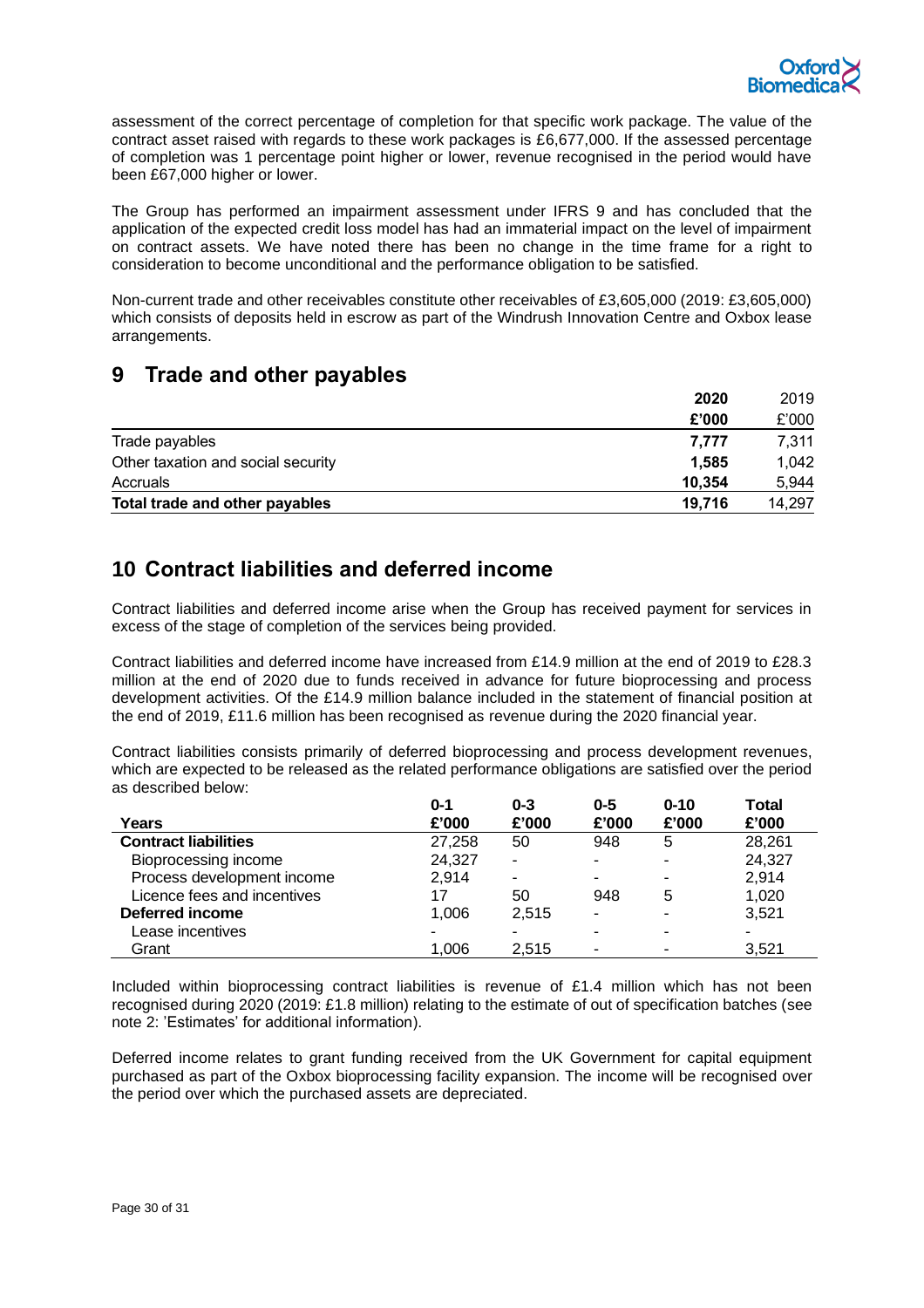assessment of the correct percentage of completion for that specific work package. The value of the contract asset raised with regards to these work packages is £6,677,000. If the assessed percentage of completion was 1 percentage point higher or lower, revenue recognised in the period would have been £67,000 higher or lower.

The Group has performed an impairment assessment under IFRS 9 and has concluded that the application of the expected credit loss model has had an immaterial impact on the level of impairment on contract assets. We have noted there has been no change in the time frame for a right to consideration to become unconditional and the performance obligation to be satisfied.

Non-current trade and other receivables constitute other receivables of £3,605,000 (2019: £3,605,000) which consists of deposits held in escrow as part of the Windrush Innovation Centre and Oxbox lease arrangements.

## 9 Trade and other payables

| | **2020** | 2019 |
|---|---|---|
| | **£'000** | £'000 |
| Trade payables | **7,777** | 7,311 |
| Other taxation and social security | **1,585** | 1,042 |
| Accruals | **10,354** | 5,944 |
| **Total trade and other payables** | **19,716** | 14,297 |

## 10 Contract liabilities and deferred income

Contract liabilities and deferred income arise when the Group has received payment for services in excess of the stage of completion of the services being provided.

Contract liabilities and deferred income have increased from £14.9 million at the end of 2019 to £28.3 million at the end of 2020 due to funds received in advance for future bioprocessing and process development activities. Of the £14.9 million balance included in the statement of financial position at the end of 2019, £11.6 million has been recognised as revenue during the 2020 financial year.

Contract liabilities consists primarily of deferred bioprocessing and process development revenues, which are expected to be released as the related performance obligations are satisfied over the period as described below:

| Years | 0-1 £'000 | 0-3 £'000 | 0-5 £'000 | 0-10 £'000 | Total £'000 |
|---|---|---|---|---|---|
| **Contract liabilities** | 27,258 | 50 | 948 | 5 | 28,261 |
| Bioprocessing income | 24,327 | - | - | - | 24,327 |
| Process development income | 2,914 | - | - | - | 2,914 |
| Licence fees and incentives | 17 | 50 | 948 | 5 | 1,020 |
| **Deferred income** | 1,006 | 2,515 | - | - | 3,521 |
| Lease incentives | - | - | - | - | - |
| Grant | 1,006 | 2,515 | - | - | 3,521 |

Included within bioprocessing contract liabilities is revenue of £1.4 million which has not been recognised during 2020 (2019: £1.8 million) relating to the estimate of out of specification batches (see note 2: 'Estimates' for additional information).

Deferred income relates to grant funding received from the UK Government for capital equipment purchased as part of the Oxbox bioprocessing facility expansion. The income will be recognised over the period over which the purchased assets are depreciated.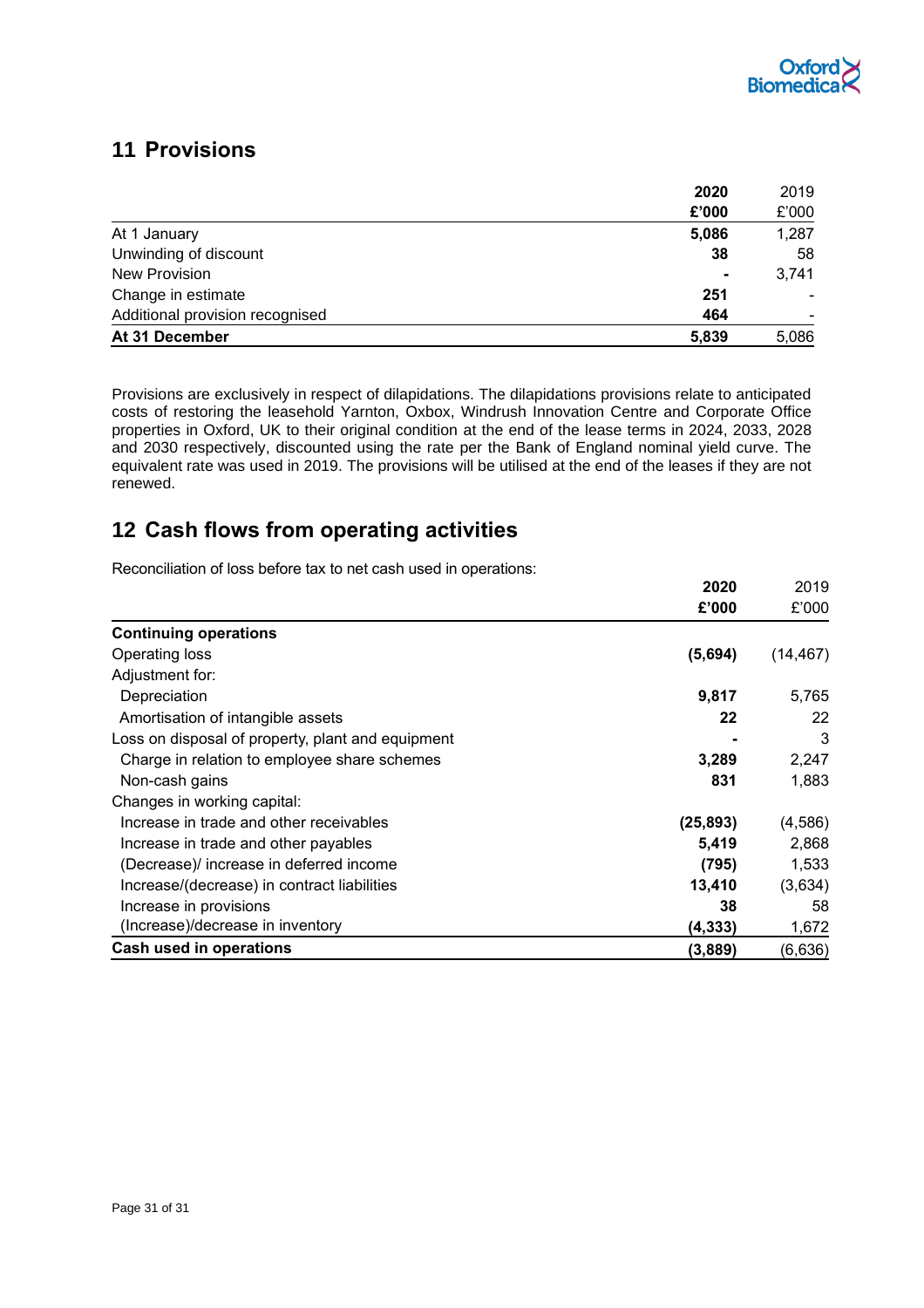## 11 Provisions

| | 2020 £'000 | 2019 £'000 |
|---|---|---|
| At 1 January | **5,086** | 1,287 |
| Unwinding of discount | **38** | 58 |
| New Provision | **-** | 3,741 |
| Change in estimate | **251** | - |
| Additional provision recognised | **464** | - |
| **At 31 December** | **5,839** | 5,086 |

Provisions are exclusively in respect of dilapidations. The dilapidations provisions relate to anticipated costs of restoring the leasehold Yarnton, Oxbox, Windrush Innovation Centre and Corporate Office properties in Oxford, UK to their original condition at the end of the lease terms in 2024, 2033, 2028 and 2030 respectively, discounted using the rate per the Bank of England nominal yield curve. The equivalent rate was used in 2019. The provisions will be utilised at the end of the leases if they are not renewed.

## 12 Cash flows from operating activities

Reconciliation of loss before tax to net cash used in operations:

| | 2020 £'000 | 2019 £'000 |
|---|---|---|
| **Continuing operations** | | |
| Operating loss | **(5,694)** | (14,467) |
| Adjustment for: | | |
| Depreciation | **9,817** | 5,765 |
| Amortisation of intangible assets | **22** | 22 |
| Loss on disposal of property, plant and equipment | **-** | 3 |
| Charge in relation to employee share schemes | **3,289** | 2,247 |
| Non-cash gains | **831** | 1,883 |
| Changes in working capital: | | |
| Increase in trade and other receivables | **(25,893)** | (4,586) |
| Increase in trade and other payables | **5,419** | 2,868 |
| (Decrease)/ increase in deferred income | **(795)** | 1,533 |
| Increase/(decrease) in contract liabilities | **13,410** | (3,634) |
| Increase in provisions | **38** | 58 |
| (Increase)/decrease in inventory | **(4,333)** | 1,672 |
| **Cash used in operations** | **(3,889)** | (6,636) |